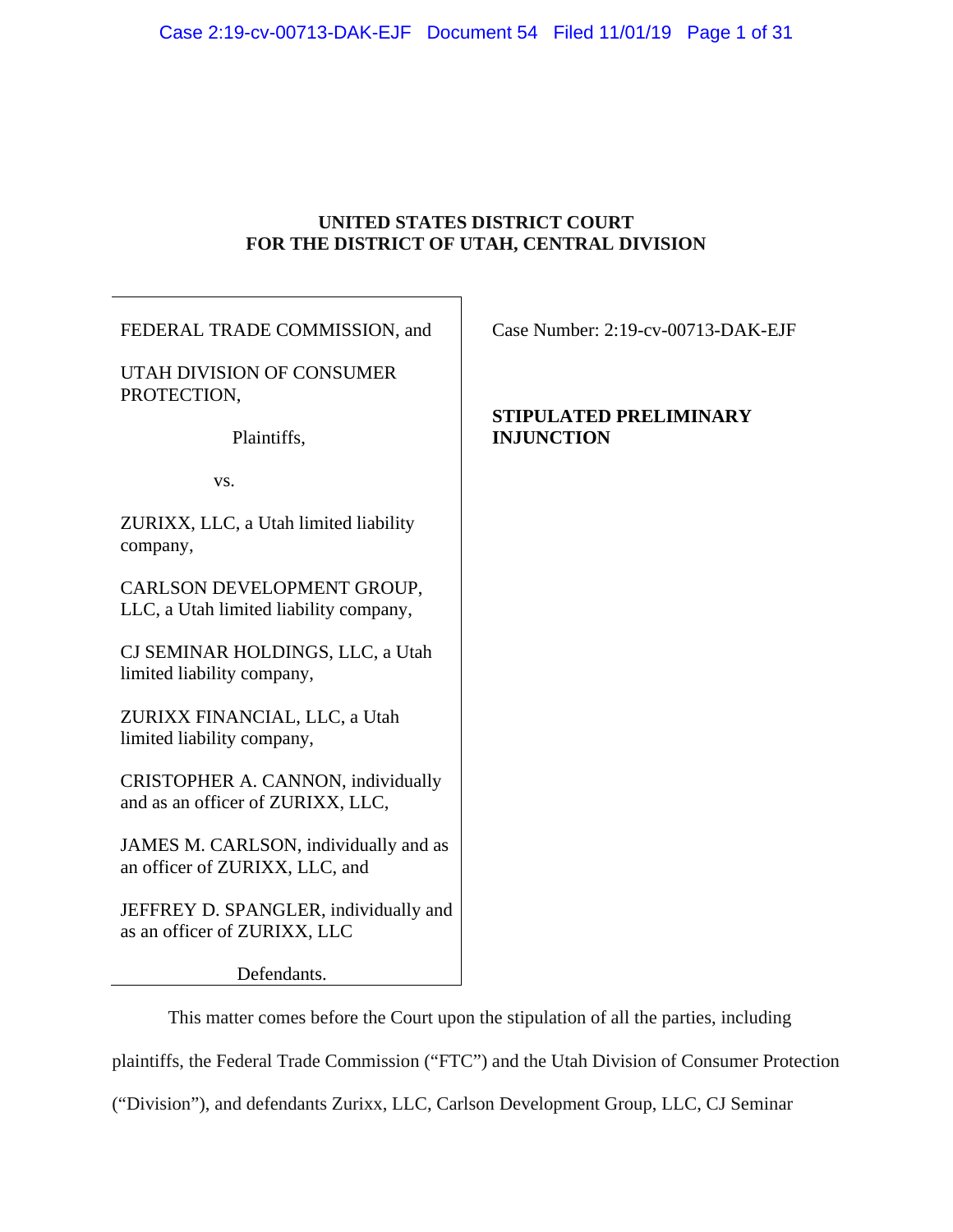# UNITED STATES DISTRICT COURT
# FOR THE DISTRICT OF UTAH, CENTRAL DIVISION

| | |
|---|---|
| FEDERAL TRADE COMMISSION, and<br><br>UTAH DIVISION OF CONSUMER PROTECTION,<br><br>Plaintiffs,<br><br>vs.<br><br>ZURIXX, LLC, a Utah limited liability company,<br><br>CARLSON DEVELOPMENT GROUP, LLC, a Utah limited liability company,<br><br>CJ SEMINAR HOLDINGS, LLC, a Utah limited liability company,<br><br>ZURIXX FINANCIAL, LLC, a Utah limited liability company,<br><br>CRISTOPHER A. CANNON, individually and as an officer of ZURIXX, LLC,<br><br>JAMES M. CARLSON, individually and as an officer of ZURIXX, LLC, and<br><br>JEFFREY D. SPANGLER, individually and as an officer of ZURIXX, LLC<br><br>Defendants. | Case Number: 2:19-cv-00713-DAK-EJF<br><br>**STIPULATED PRELIMINARY INJUNCTION** |

This matter comes before the Court upon the stipulation of all the parties, including plaintiffs, the Federal Trade Commission ("FTC") and the Utah Division of Consumer Protection ("Division"), and defendants Zurixx, LLC, Carlson Development Group, LLC, CJ Seminar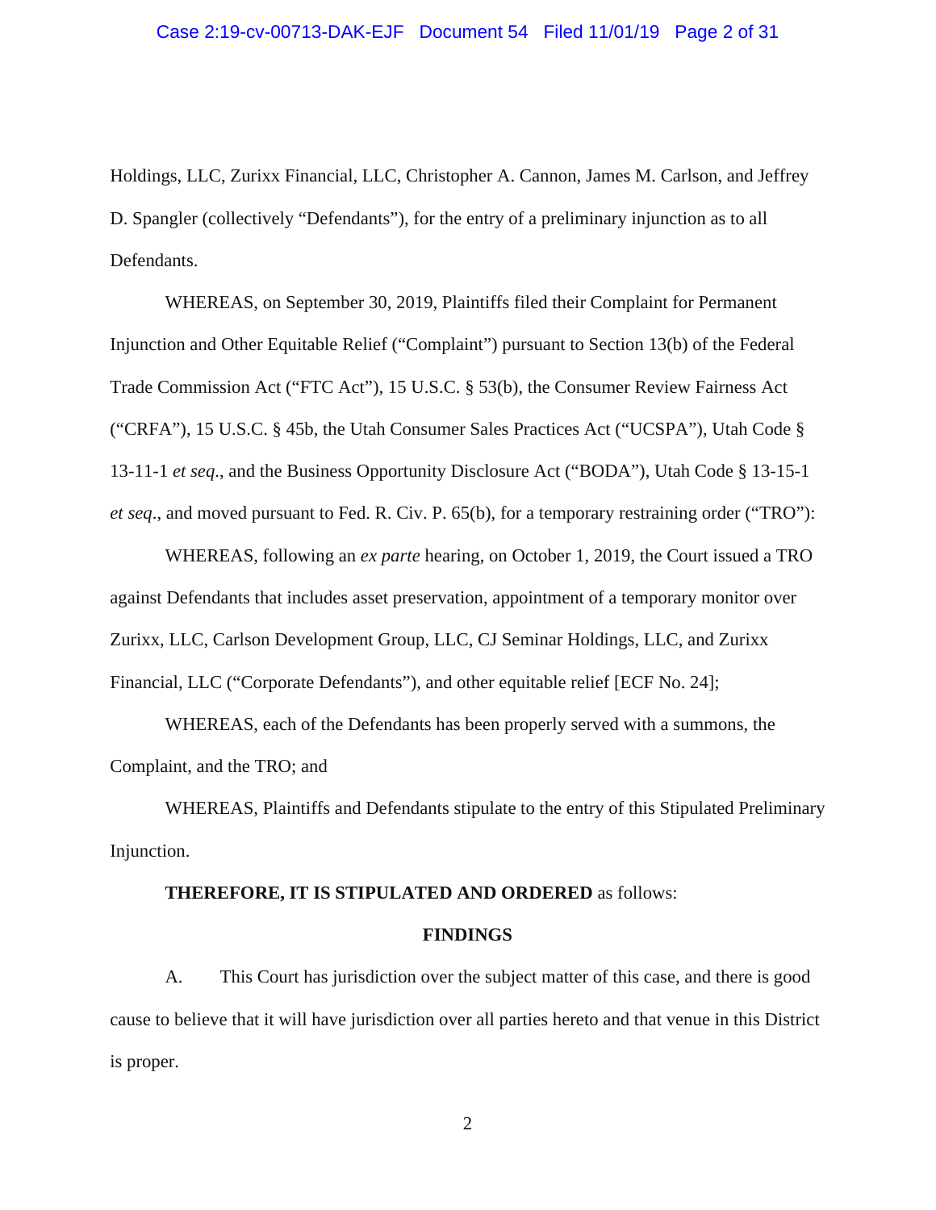Holdings, LLC, Zurixx Financial, LLC, Christopher A. Cannon, James M. Carlson, and Jeffrey D. Spangler (collectively "Defendants"), for the entry of a preliminary injunction as to all Defendants.

WHEREAS, on September 30, 2019, Plaintiffs filed their Complaint for Permanent Injunction and Other Equitable Relief ("Complaint") pursuant to Section 13(b) of the Federal Trade Commission Act ("FTC Act"), 15 U.S.C. § 53(b), the Consumer Review Fairness Act ("CRFA"), 15 U.S.C. § 45b, the Utah Consumer Sales Practices Act ("UCSPA"), Utah Code § 13-11-1 *et seq*., and the Business Opportunity Disclosure Act ("BODA"), Utah Code § 13-15-1 *et seq*., and moved pursuant to Fed. R. Civ. P. 65(b), for a temporary restraining order ("TRO"):

WHEREAS, following an *ex parte* hearing, on October 1, 2019, the Court issued a TRO against Defendants that includes asset preservation, appointment of a temporary monitor over Zurixx, LLC, Carlson Development Group, LLC, CJ Seminar Holdings, LLC, and Zurixx Financial, LLC ("Corporate Defendants"), and other equitable relief [ECF No. 24];

WHEREAS, each of the Defendants has been properly served with a summons, the Complaint, and the TRO; and

WHEREAS, Plaintiffs and Defendants stipulate to the entry of this Stipulated Preliminary Injunction.

**THEREFORE, IT IS STIPULATED AND ORDERED** as follows:

## FINDINGS

A. This Court has jurisdiction over the subject matter of this case, and there is good cause to believe that it will have jurisdiction over all parties hereto and that venue in this District is proper.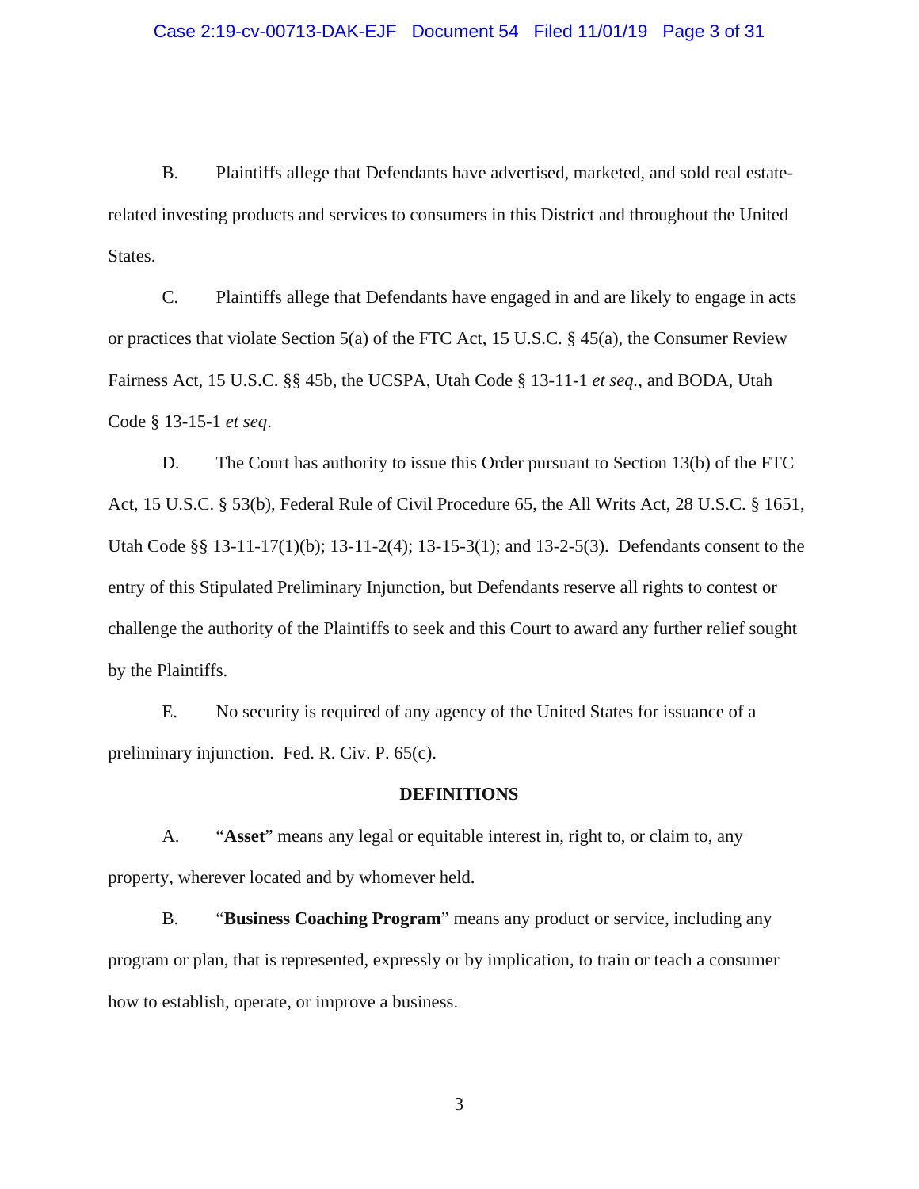B. Plaintiffs allege that Defendants have advertised, marketed, and sold real estate-related investing products and services to consumers in this District and throughout the United States.

C. Plaintiffs allege that Defendants have engaged in and are likely to engage in acts or practices that violate Section 5(a) of the FTC Act, 15 U.S.C. § 45(a), the Consumer Review Fairness Act, 15 U.S.C. §§ 45b, the UCSPA, Utah Code § 13-11-1 *et seq.*, and BODA, Utah Code § 13-15-1 *et seq*.

D. The Court has authority to issue this Order pursuant to Section 13(b) of the FTC Act, 15 U.S.C. § 53(b), Federal Rule of Civil Procedure 65, the All Writs Act, 28 U.S.C. § 1651, Utah Code §§ 13-11-17(1)(b); 13-11-2(4); 13-15-3(1); and 13-2-5(3). Defendants consent to the entry of this Stipulated Preliminary Injunction, but Defendants reserve all rights to contest or challenge the authority of the Plaintiffs to seek and this Court to award any further relief sought by the Plaintiffs.

E. No security is required of any agency of the United States for issuance of a preliminary injunction. Fed. R. Civ. P. 65(c).

## DEFINITIONS

A. "**Asset**" means any legal or equitable interest in, right to, or claim to, any property, wherever located and by whomever held.

B. "**Business Coaching Program**" means any product or service, including any program or plan, that is represented, expressly or by implication, to train or teach a consumer how to establish, operate, or improve a business.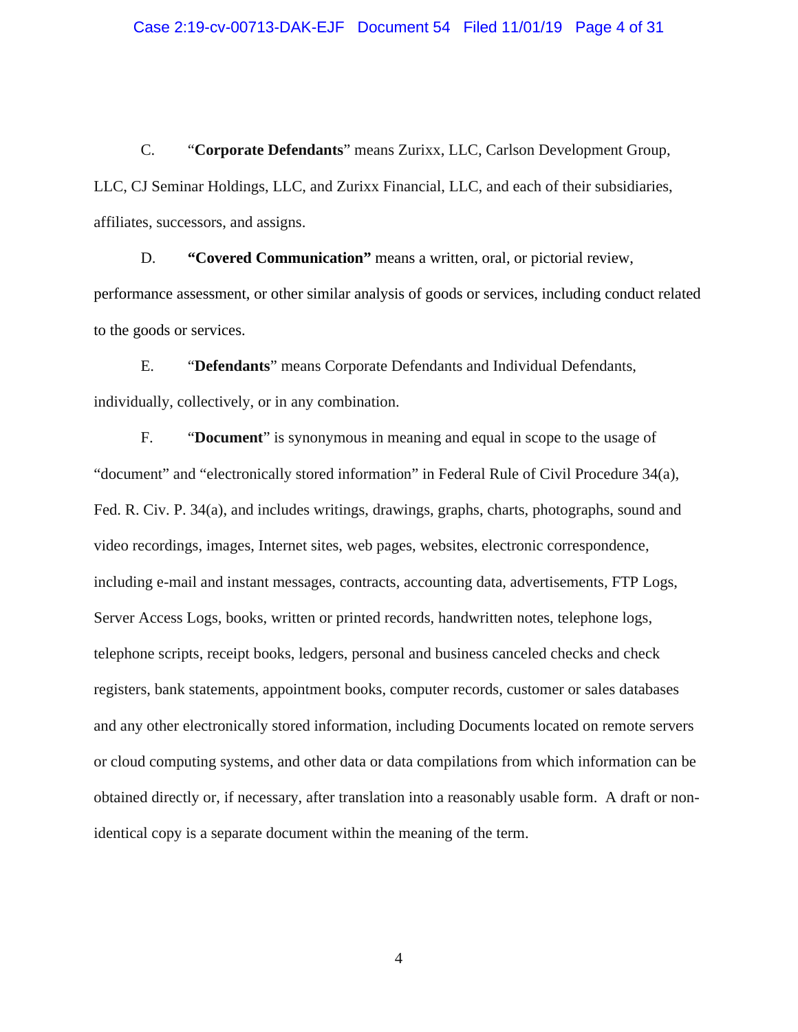C. "**Corporate Defendants**" means Zurixx, LLC, Carlson Development Group, LLC, CJ Seminar Holdings, LLC, and Zurixx Financial, LLC, and each of their subsidiaries, affiliates, successors, and assigns.

D. **"Covered Communication"** means a written, oral, or pictorial review, performance assessment, or other similar analysis of goods or services, including conduct related to the goods or services.

E. "**Defendants**" means Corporate Defendants and Individual Defendants, individually, collectively, or in any combination.

F. "**Document**" is synonymous in meaning and equal in scope to the usage of "document" and "electronically stored information" in Federal Rule of Civil Procedure 34(a), Fed. R. Civ. P. 34(a), and includes writings, drawings, graphs, charts, photographs, sound and video recordings, images, Internet sites, web pages, websites, electronic correspondence, including e-mail and instant messages, contracts, accounting data, advertisements, FTP Logs, Server Access Logs, books, written or printed records, handwritten notes, telephone logs, telephone scripts, receipt books, ledgers, personal and business canceled checks and check registers, bank statements, appointment books, computer records, customer or sales databases and any other electronically stored information, including Documents located on remote servers or cloud computing systems, and other data or data compilations from which information can be obtained directly or, if necessary, after translation into a reasonably usable form. A draft or non-identical copy is a separate document within the meaning of the term.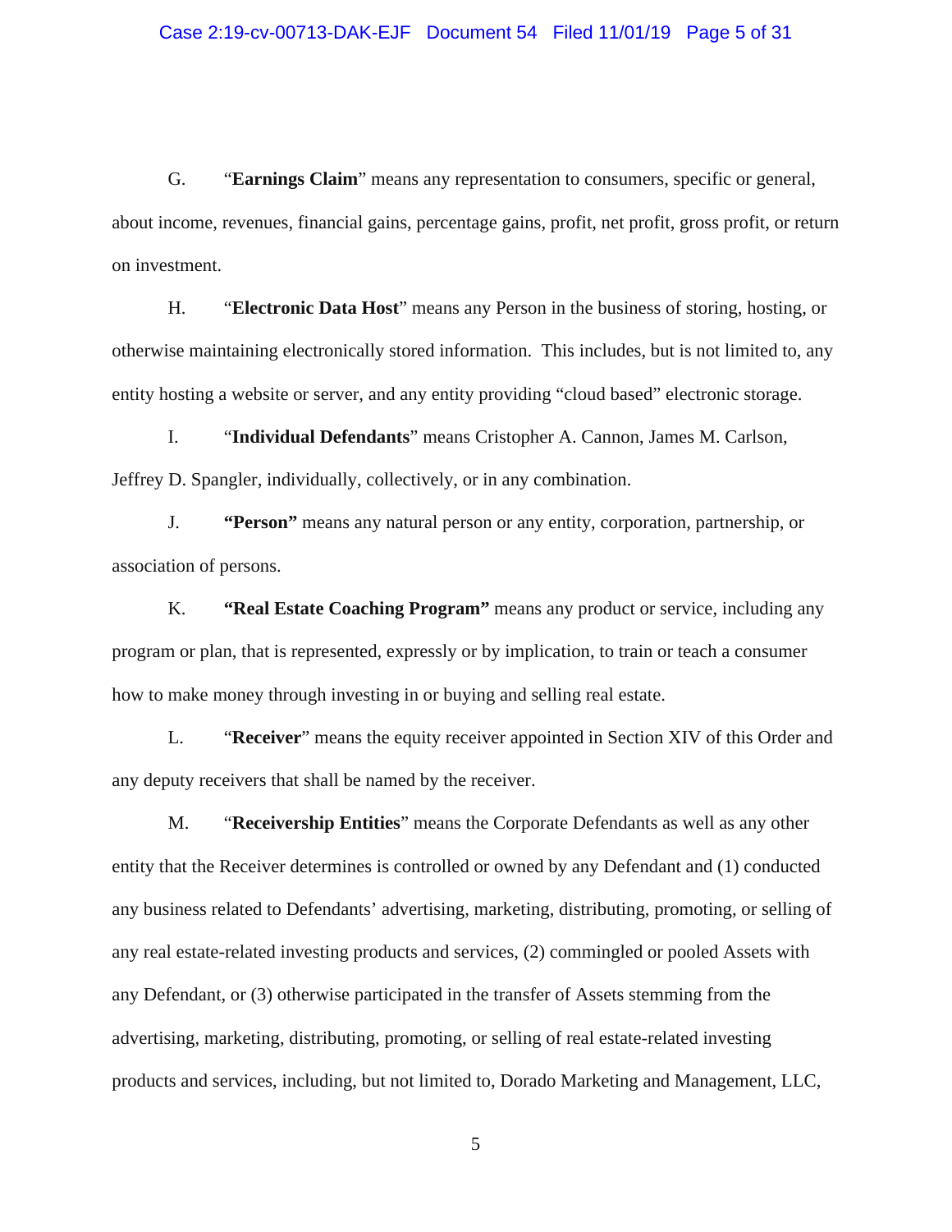G. “**Earnings Claim**” means any representation to consumers, specific or general, about income, revenues, financial gains, percentage gains, profit, net profit, gross profit, or return on investment.

H. “**Electronic Data Host**” means any Person in the business of storing, hosting, or otherwise maintaining electronically stored information. This includes, but is not limited to, any entity hosting a website or server, and any entity providing “cloud based” electronic storage.

I. “**Individual Defendants**” means Cristopher A. Cannon, James M. Carlson, Jeffrey D. Spangler, individually, collectively, or in any combination.

J. **“Person”** means any natural person or any entity, corporation, partnership, or association of persons.

K. **“Real Estate Coaching Program”** means any product or service, including any program or plan, that is represented, expressly or by implication, to train or teach a consumer how to make money through investing in or buying and selling real estate.

L. “**Receiver**” means the equity receiver appointed in Section XIV of this Order and any deputy receivers that shall be named by the receiver.

M. “**Receivership Entities**” means the Corporate Defendants as well as any other entity that the Receiver determines is controlled or owned by any Defendant and (1) conducted any business related to Defendants’ advertising, marketing, distributing, promoting, or selling of any real estate-related investing products and services, (2) commingled or pooled Assets with any Defendant, or (3) otherwise participated in the transfer of Assets stemming from the advertising, marketing, distributing, promoting, or selling of real estate-related investing products and services, including, but not limited to, Dorado Marketing and Management, LLC,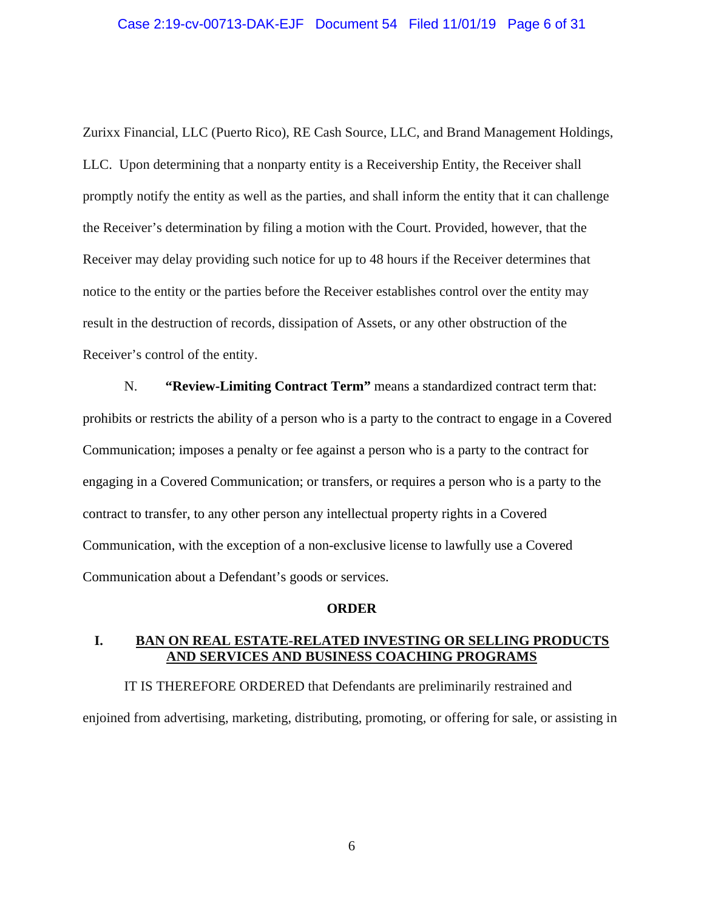Zurixx Financial, LLC (Puerto Rico), RE Cash Source, LLC, and Brand Management Holdings, LLC. Upon determining that a nonparty entity is a Receivership Entity, the Receiver shall promptly notify the entity as well as the parties, and shall inform the entity that it can challenge the Receiver's determination by filing a motion with the Court. Provided, however, that the Receiver may delay providing such notice for up to 48 hours if the Receiver determines that notice to the entity or the parties before the Receiver establishes control over the entity may result in the destruction of records, dissipation of Assets, or any other obstruction of the Receiver's control of the entity.

N. **"Review-Limiting Contract Term"** means a standardized contract term that: prohibits or restricts the ability of a person who is a party to the contract to engage in a Covered Communication; imposes a penalty or fee against a person who is a party to the contract for engaging in a Covered Communication; or transfers, or requires a person who is a party to the contract to transfer, to any other person any intellectual property rights in a Covered Communication, with the exception of a non-exclusive license to lawfully use a Covered Communication about a Defendant's goods or services.

## ORDER

### I. BAN ON REAL ESTATE-RELATED INVESTING OR SELLING PRODUCTS AND SERVICES AND BUSINESS COACHING PROGRAMS

IT IS THEREFORE ORDERED that Defendants are preliminarily restrained and enjoined from advertising, marketing, distributing, promoting, or offering for sale, or assisting in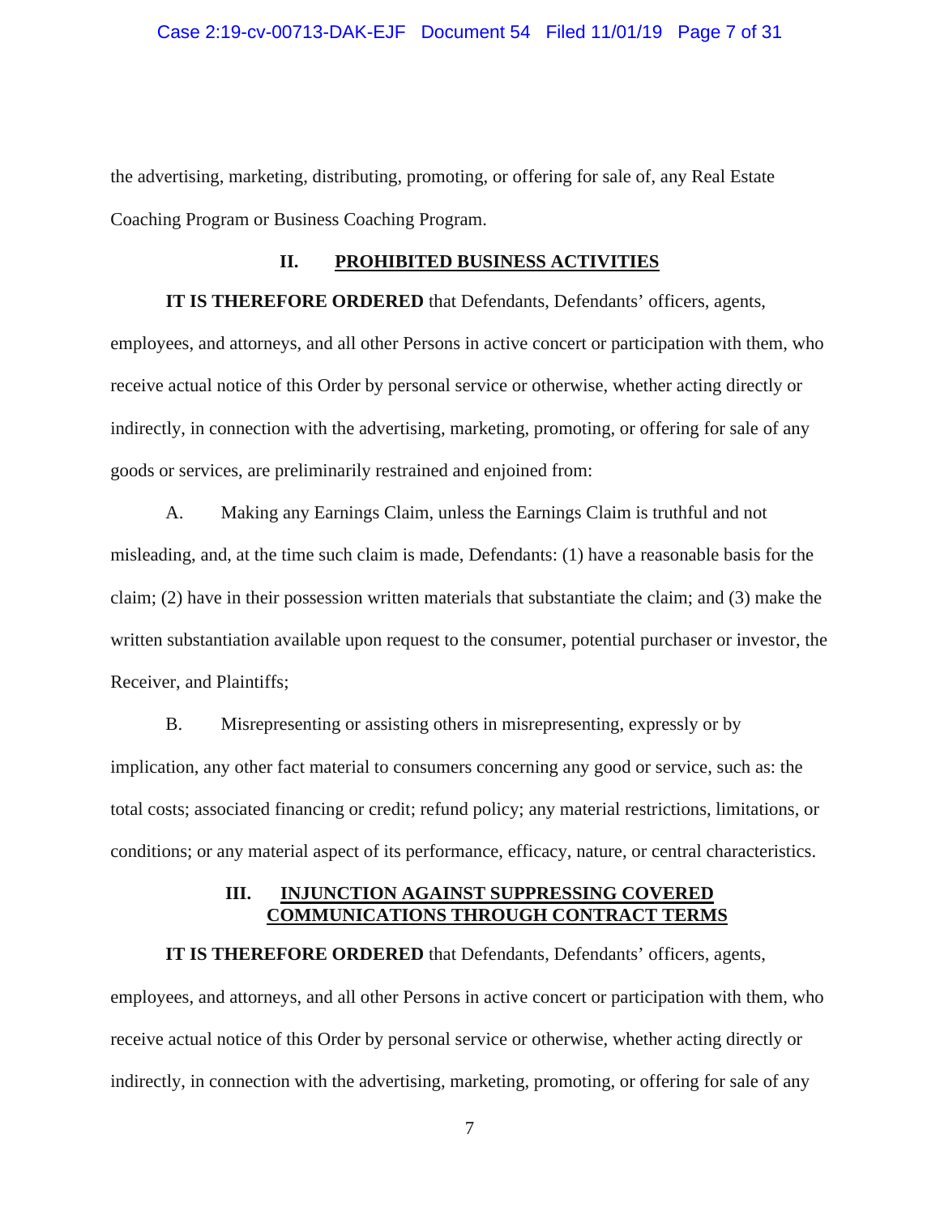the advertising, marketing, distributing, promoting, or offering for sale of, any Real Estate Coaching Program or Business Coaching Program.

## II. PROHIBITED BUSINESS ACTIVITIES

**IT IS THEREFORE ORDERED** that Defendants, Defendants' officers, agents, employees, and attorneys, and all other Persons in active concert or participation with them, who receive actual notice of this Order by personal service or otherwise, whether acting directly or indirectly, in connection with the advertising, marketing, promoting, or offering for sale of any goods or services, are preliminarily restrained and enjoined from:

A. Making any Earnings Claim, unless the Earnings Claim is truthful and not misleading, and, at the time such claim is made, Defendants: (1) have a reasonable basis for the claim; (2) have in their possession written materials that substantiate the claim; and (3) make the written substantiation available upon request to the consumer, potential purchaser or investor, the Receiver, and Plaintiffs;

B. Misrepresenting or assisting others in misrepresenting, expressly or by implication, any other fact material to consumers concerning any good or service, such as: the total costs; associated financing or credit; refund policy; any material restrictions, limitations, or conditions; or any material aspect of its performance, efficacy, nature, or central characteristics.

## III. INJUNCTION AGAINST SUPPRESSING COVERED COMMUNICATIONS THROUGH CONTRACT TERMS

**IT IS THEREFORE ORDERED** that Defendants, Defendants' officers, agents, employees, and attorneys, and all other Persons in active concert or participation with them, who receive actual notice of this Order by personal service or otherwise, whether acting directly or indirectly, in connection with the advertising, marketing, promoting, or offering for sale of any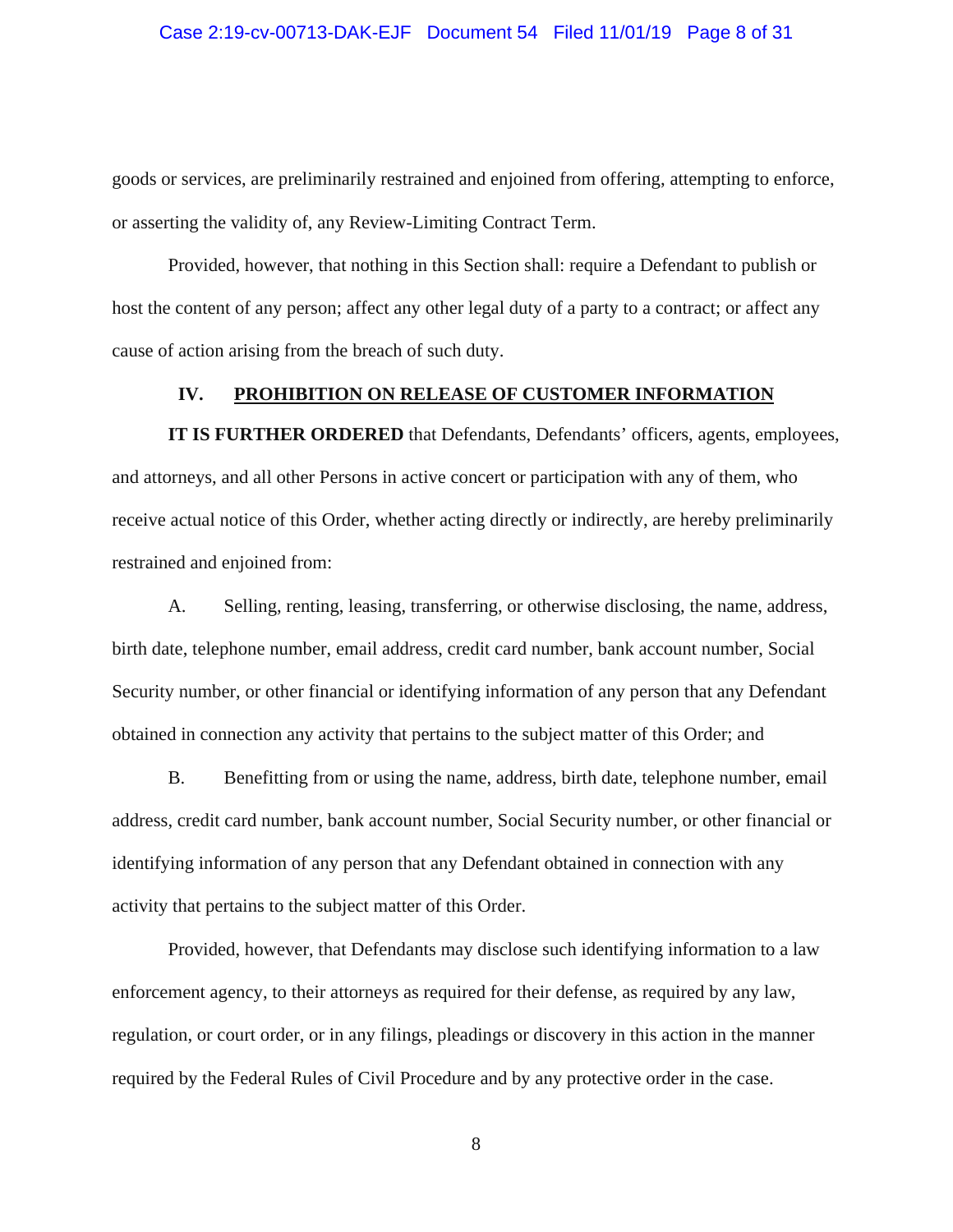goods or services, are preliminarily restrained and enjoined from offering, attempting to enforce, or asserting the validity of, any Review-Limiting Contract Term.

Provided, however, that nothing in this Section shall: require a Defendant to publish or host the content of any person; affect any other legal duty of a party to a contract; or affect any cause of action arising from the breach of such duty.

## IV. PROHIBITION ON RELEASE OF CUSTOMER INFORMATION

**IT IS FURTHER ORDERED** that Defendants, Defendants' officers, agents, employees, and attorneys, and all other Persons in active concert or participation with any of them, who receive actual notice of this Order, whether acting directly or indirectly, are hereby preliminarily restrained and enjoined from:

A. Selling, renting, leasing, transferring, or otherwise disclosing, the name, address, birth date, telephone number, email address, credit card number, bank account number, Social Security number, or other financial or identifying information of any person that any Defendant obtained in connection any activity that pertains to the subject matter of this Order; and

B. Benefitting from or using the name, address, birth date, telephone number, email address, credit card number, bank account number, Social Security number, or other financial or identifying information of any person that any Defendant obtained in connection with any activity that pertains to the subject matter of this Order.

Provided, however, that Defendants may disclose such identifying information to a law enforcement agency, to their attorneys as required for their defense, as required by any law, regulation, or court order, or in any filings, pleadings or discovery in this action in the manner required by the Federal Rules of Civil Procedure and by any protective order in the case.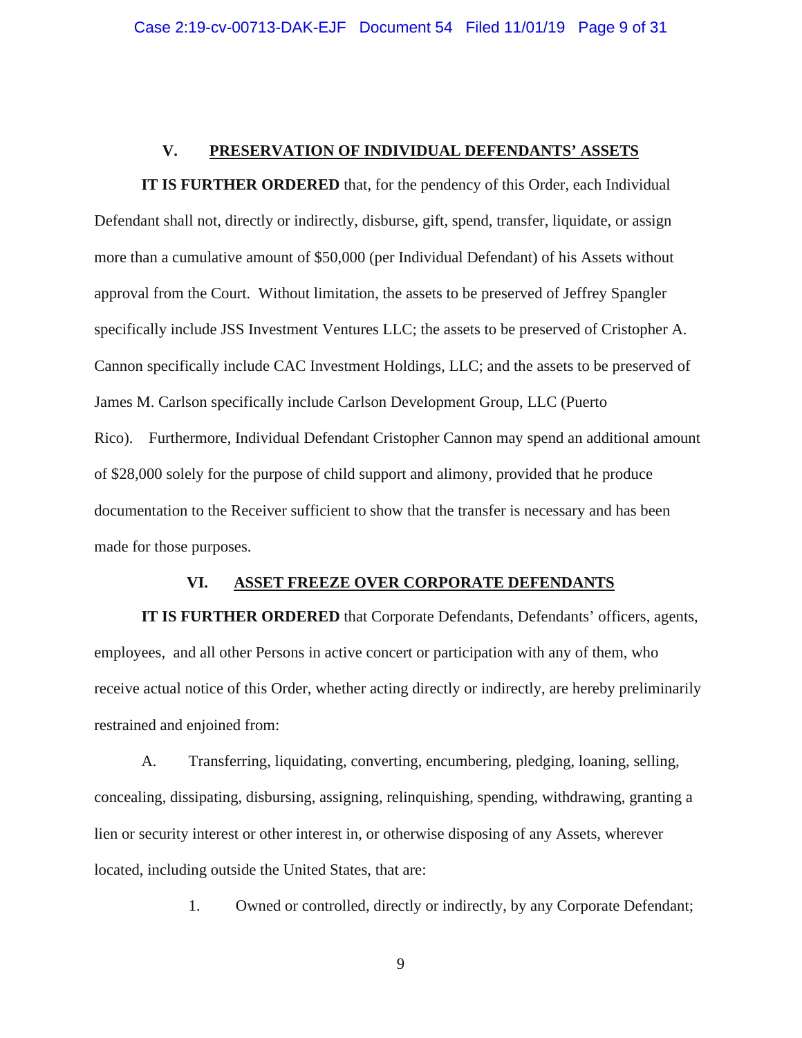## V. PRESERVATION OF INDIVIDUAL DEFENDANTS' ASSETS

**IT IS FURTHER ORDERED** that, for the pendency of this Order, each Individual Defendant shall not, directly or indirectly, disburse, gift, spend, transfer, liquidate, or assign more than a cumulative amount of $50,000 (per Individual Defendant) of his Assets without approval from the Court. Without limitation, the assets to be preserved of Jeffrey Spangler specifically include JSS Investment Ventures LLC; the assets to be preserved of Cristopher A. Cannon specifically include CAC Investment Holdings, LLC; and the assets to be preserved of James M. Carlson specifically include Carlson Development Group, LLC (Puerto Rico). Furthermore, Individual Defendant Cristopher Cannon may spend an additional amount of $28,000 solely for the purpose of child support and alimony, provided that he produce documentation to the Receiver sufficient to show that the transfer is necessary and has been made for those purposes.

## VI. ASSET FREEZE OVER CORPORATE DEFENDANTS

**IT IS FURTHER ORDERED** that Corporate Defendants, Defendants' officers, agents, employees, and all other Persons in active concert or participation with any of them, who receive actual notice of this Order, whether acting directly or indirectly, are hereby preliminarily restrained and enjoined from:

A. Transferring, liquidating, converting, encumbering, pledging, loaning, selling, concealing, dissipating, disbursing, assigning, relinquishing, spending, withdrawing, granting a lien or security interest or other interest in, or otherwise disposing of any Assets, wherever located, including outside the United States, that are:

1. Owned or controlled, directly or indirectly, by any Corporate Defendant;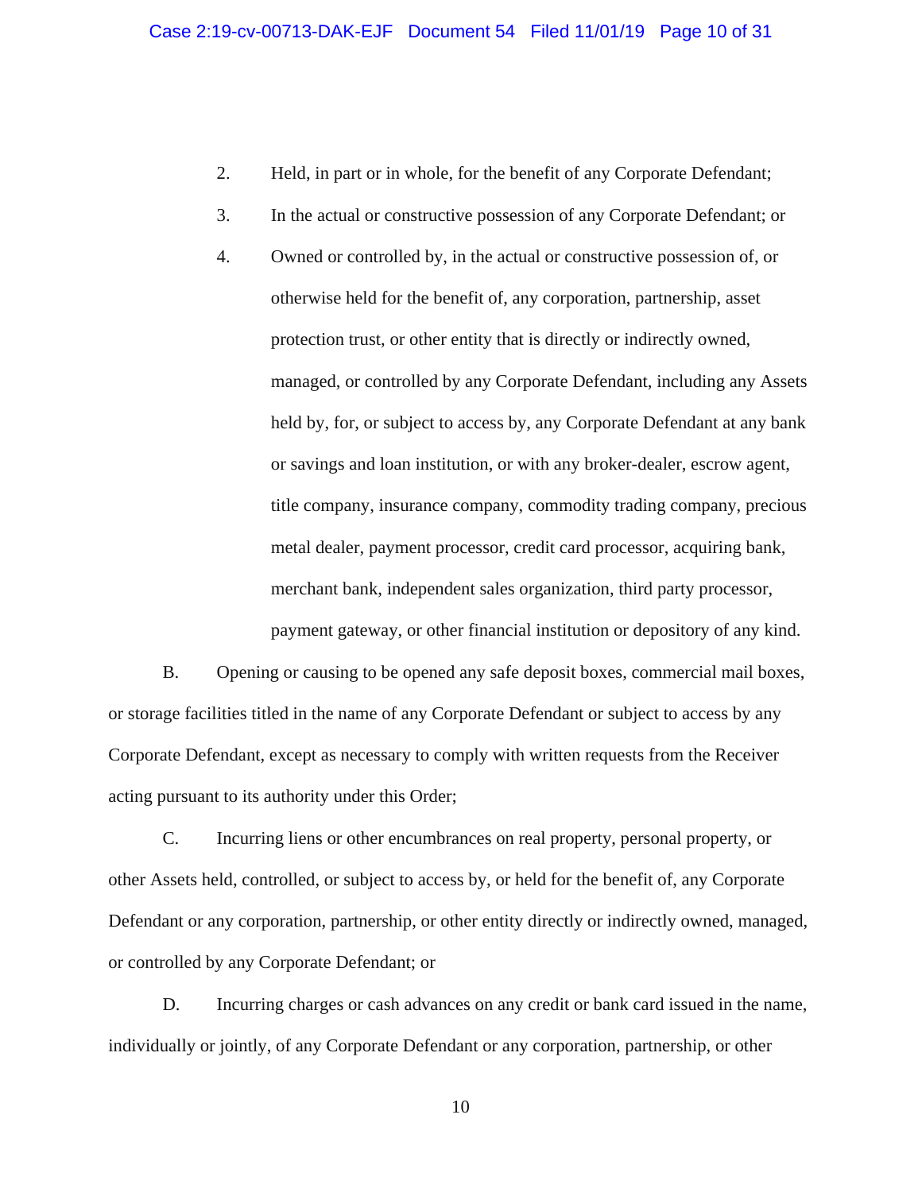2. Held, in part or in whole, for the benefit of any Corporate Defendant;

3. In the actual or constructive possession of any Corporate Defendant; or

4. Owned or controlled by, in the actual or constructive possession of, or otherwise held for the benefit of, any corporation, partnership, asset protection trust, or other entity that is directly or indirectly owned, managed, or controlled by any Corporate Defendant, including any Assets held by, for, or subject to access by, any Corporate Defendant at any bank or savings and loan institution, or with any broker-dealer, escrow agent, title company, insurance company, commodity trading company, precious metal dealer, payment processor, credit card processor, acquiring bank, merchant bank, independent sales organization, third party processor, payment gateway, or other financial institution or depository of any kind.

B. Opening or causing to be opened any safe deposit boxes, commercial mail boxes, or storage facilities titled in the name of any Corporate Defendant or subject to access by any Corporate Defendant, except as necessary to comply with written requests from the Receiver acting pursuant to its authority under this Order;

C. Incurring liens or other encumbrances on real property, personal property, or other Assets held, controlled, or subject to access by, or held for the benefit of, any Corporate Defendant or any corporation, partnership, or other entity directly or indirectly owned, managed, or controlled by any Corporate Defendant; or

D. Incurring charges or cash advances on any credit or bank card issued in the name, individually or jointly, of any Corporate Defendant or any corporation, partnership, or other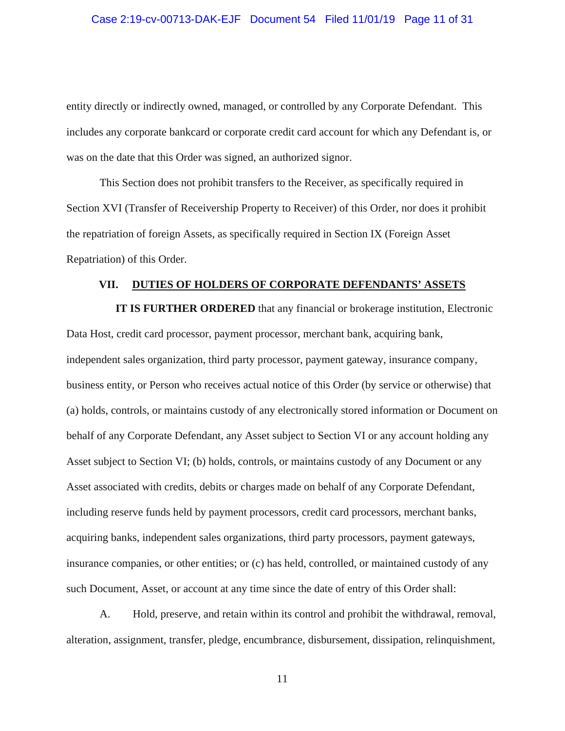entity directly or indirectly owned, managed, or controlled by any Corporate Defendant. This includes any corporate bankcard or corporate credit card account for which any Defendant is, or was on the date that this Order was signed, an authorized signor.

This Section does not prohibit transfers to the Receiver, as specifically required in Section XVI (Transfer of Receivership Property to Receiver) of this Order, nor does it prohibit the repatriation of foreign Assets, as specifically required in Section IX (Foreign Asset Repatriation) of this Order.

## VII. DUTIES OF HOLDERS OF CORPORATE DEFENDANTS' ASSETS

**IT IS FURTHER ORDERED** that any financial or brokerage institution, Electronic Data Host, credit card processor, payment processor, merchant bank, acquiring bank, independent sales organization, third party processor, payment gateway, insurance company, business entity, or Person who receives actual notice of this Order (by service or otherwise) that (a) holds, controls, or maintains custody of any electronically stored information or Document on behalf of any Corporate Defendant, any Asset subject to Section VI or any account holding any Asset subject to Section VI; (b) holds, controls, or maintains custody of any Document or any Asset associated with credits, debits or charges made on behalf of any Corporate Defendant, including reserve funds held by payment processors, credit card processors, merchant banks, acquiring banks, independent sales organizations, third party processors, payment gateways, insurance companies, or other entities; or (c) has held, controlled, or maintained custody of any such Document, Asset, or account at any time since the date of entry of this Order shall:

A. Hold, preserve, and retain within its control and prohibit the withdrawal, removal, alteration, assignment, transfer, pledge, encumbrance, disbursement, dissipation, relinquishment,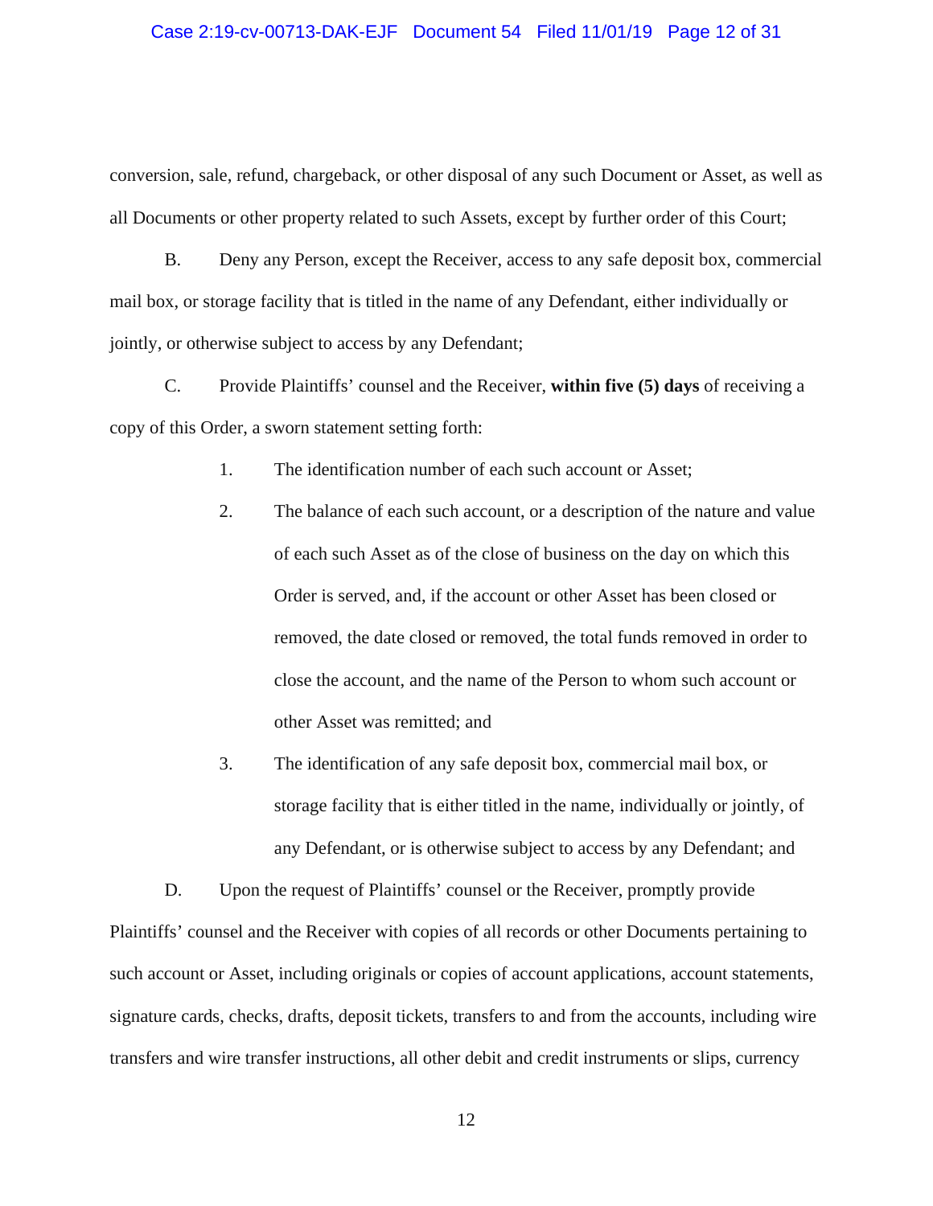conversion, sale, refund, chargeback, or other disposal of any such Document or Asset, as well as all Documents or other property related to such Assets, except by further order of this Court;

B. Deny any Person, except the Receiver, access to any safe deposit box, commercial mail box, or storage facility that is titled in the name of any Defendant, either individually or jointly, or otherwise subject to access by any Defendant;

C. Provide Plaintiffs' counsel and the Receiver, **within five (5) days** of receiving a copy of this Order, a sworn statement setting forth:

1. The identification number of each such account or Asset;

2. The balance of each such account, or a description of the nature and value of each such Asset as of the close of business on the day on which this Order is served, and, if the account or other Asset has been closed or removed, the date closed or removed, the total funds removed in order to close the account, and the name of the Person to whom such account or other Asset was remitted; and

3. The identification of any safe deposit box, commercial mail box, or storage facility that is either titled in the name, individually or jointly, of any Defendant, or is otherwise subject to access by any Defendant; and

D. Upon the request of Plaintiffs' counsel or the Receiver, promptly provide Plaintiffs' counsel and the Receiver with copies of all records or other Documents pertaining to such account or Asset, including originals or copies of account applications, account statements, signature cards, checks, drafts, deposit tickets, transfers to and from the accounts, including wire transfers and wire transfer instructions, all other debit and credit instruments or slips, currency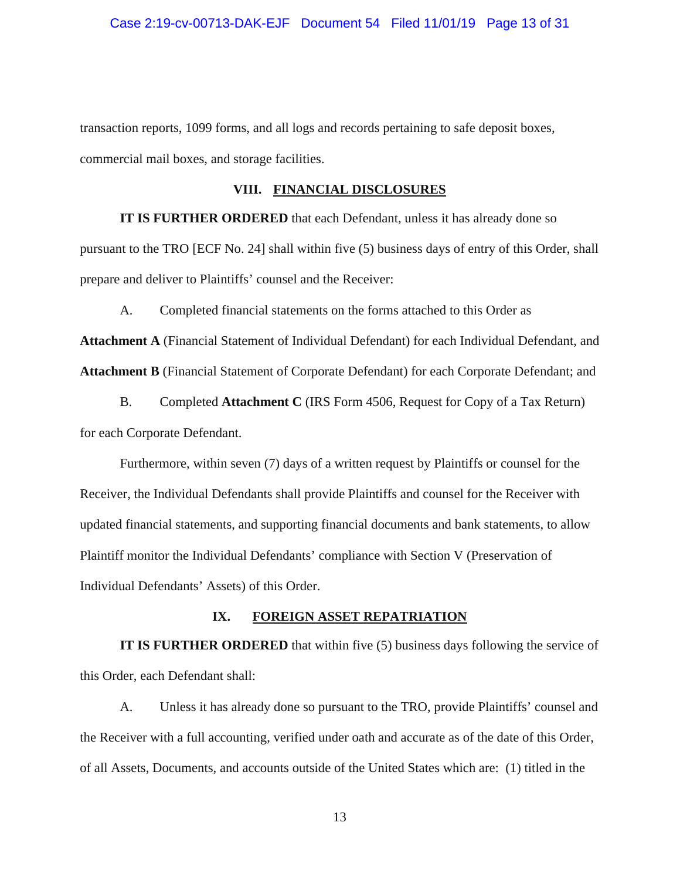transaction reports, 1099 forms, and all logs and records pertaining to safe deposit boxes, commercial mail boxes, and storage facilities.

## VIII. FINANCIAL DISCLOSURES

**IT IS FURTHER ORDERED** that each Defendant, unless it has already done so pursuant to the TRO [ECF No. 24] shall within five (5) business days of entry of this Order, shall prepare and deliver to Plaintiffs' counsel and the Receiver:

A. Completed financial statements on the forms attached to this Order as **Attachment A** (Financial Statement of Individual Defendant) for each Individual Defendant, and **Attachment B** (Financial Statement of Corporate Defendant) for each Corporate Defendant; and

B. Completed **Attachment C** (IRS Form 4506, Request for Copy of a Tax Return) for each Corporate Defendant.

Furthermore, within seven (7) days of a written request by Plaintiffs or counsel for the Receiver, the Individual Defendants shall provide Plaintiffs and counsel for the Receiver with updated financial statements, and supporting financial documents and bank statements, to allow Plaintiff monitor the Individual Defendants' compliance with Section V (Preservation of Individual Defendants' Assets) of this Order.

## IX. FOREIGN ASSET REPATRIATION

**IT IS FURTHER ORDERED** that within five (5) business days following the service of this Order, each Defendant shall:

A. Unless it has already done so pursuant to the TRO, provide Plaintiffs' counsel and the Receiver with a full accounting, verified under oath and accurate as of the date of this Order, of all Assets, Documents, and accounts outside of the United States which are: (1) titled in the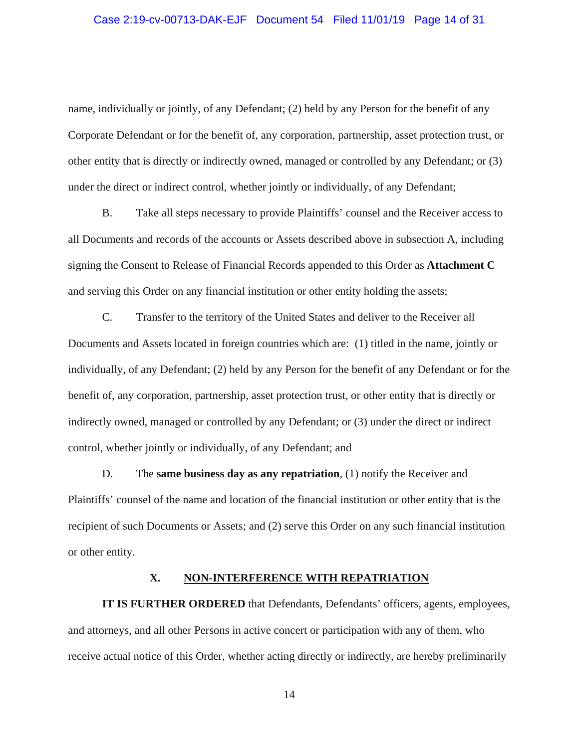name, individually or jointly, of any Defendant; (2) held by any Person for the benefit of any Corporate Defendant or for the benefit of, any corporation, partnership, asset protection trust, or other entity that is directly or indirectly owned, managed or controlled by any Defendant; or (3) under the direct or indirect control, whether jointly or individually, of any Defendant;

B. Take all steps necessary to provide Plaintiffs' counsel and the Receiver access to all Documents and records of the accounts or Assets described above in subsection A, including signing the Consent to Release of Financial Records appended to this Order as **Attachment C** and serving this Order on any financial institution or other entity holding the assets;

C. Transfer to the territory of the United States and deliver to the Receiver all Documents and Assets located in foreign countries which are: (1) titled in the name, jointly or individually, of any Defendant; (2) held by any Person for the benefit of any Defendant or for the benefit of, any corporation, partnership, asset protection trust, or other entity that is directly or indirectly owned, managed or controlled by any Defendant; or (3) under the direct or indirect control, whether jointly or individually, of any Defendant; and

D. The **same business day as any repatriation**, (1) notify the Receiver and Plaintiffs' counsel of the name and location of the financial institution or other entity that is the recipient of such Documents or Assets; and (2) serve this Order on any such financial institution or other entity.

## X. NON-INTERFERENCE WITH REPATRIATION

**IT IS FURTHER ORDERED** that Defendants, Defendants' officers, agents, employees, and attorneys, and all other Persons in active concert or participation with any of them, who receive actual notice of this Order, whether acting directly or indirectly, are hereby preliminarily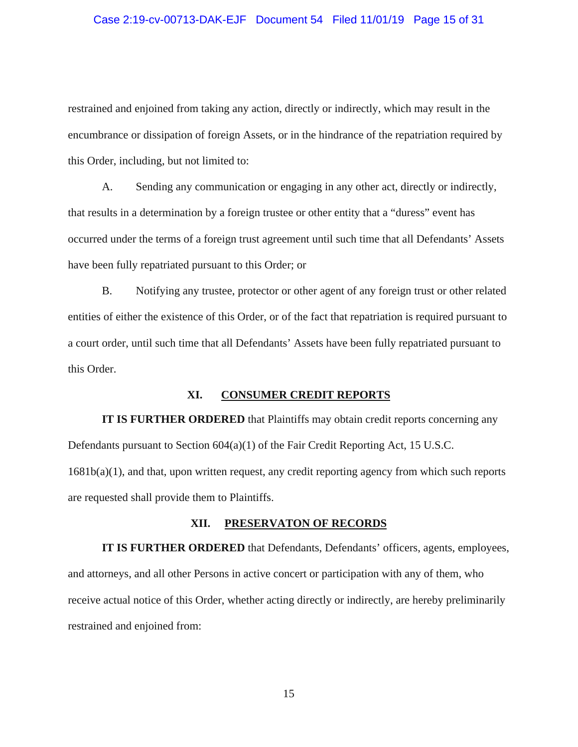restrained and enjoined from taking any action, directly or indirectly, which may result in the encumbrance or dissipation of foreign Assets, or in the hindrance of the repatriation required by this Order, including, but not limited to:

A. Sending any communication or engaging in any other act, directly or indirectly, that results in a determination by a foreign trustee or other entity that a "duress" event has occurred under the terms of a foreign trust agreement until such time that all Defendants' Assets have been fully repatriated pursuant to this Order; or

B. Notifying any trustee, protector or other agent of any foreign trust or other related entities of either the existence of this Order, or of the fact that repatriation is required pursuant to a court order, until such time that all Defendants' Assets have been fully repatriated pursuant to this Order.

## XI. CONSUMER CREDIT REPORTS

**IT IS FURTHER ORDERED** that Plaintiffs may obtain credit reports concerning any Defendants pursuant to Section 604(a)(1) of the Fair Credit Reporting Act, 15 U.S.C. 1681b(a)(1), and that, upon written request, any credit reporting agency from which such reports are requested shall provide them to Plaintiffs.

## XII. PRESERVATON OF RECORDS

**IT IS FURTHER ORDERED** that Defendants, Defendants' officers, agents, employees, and attorneys, and all other Persons in active concert or participation with any of them, who receive actual notice of this Order, whether acting directly or indirectly, are hereby preliminarily restrained and enjoined from: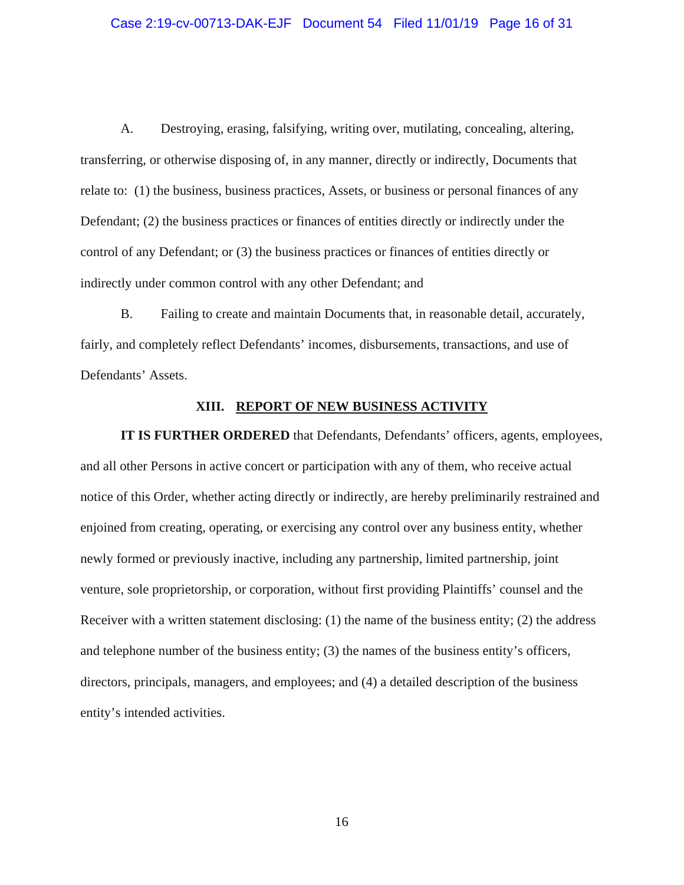A. Destroying, erasing, falsifying, writing over, mutilating, concealing, altering, transferring, or otherwise disposing of, in any manner, directly or indirectly, Documents that relate to: (1) the business, business practices, Assets, or business or personal finances of any Defendant; (2) the business practices or finances of entities directly or indirectly under the control of any Defendant; or (3) the business practices or finances of entities directly or indirectly under common control with any other Defendant; and

B. Failing to create and maintain Documents that, in reasonable detail, accurately, fairly, and completely reflect Defendants' incomes, disbursements, transactions, and use of Defendants' Assets.

## XIII. REPORT OF NEW BUSINESS ACTIVITY

**IT IS FURTHER ORDERED** that Defendants, Defendants' officers, agents, employees, and all other Persons in active concert or participation with any of them, who receive actual notice of this Order, whether acting directly or indirectly, are hereby preliminarily restrained and enjoined from creating, operating, or exercising any control over any business entity, whether newly formed or previously inactive, including any partnership, limited partnership, joint venture, sole proprietorship, or corporation, without first providing Plaintiffs' counsel and the Receiver with a written statement disclosing: (1) the name of the business entity; (2) the address and telephone number of the business entity; (3) the names of the business entity's officers, directors, principals, managers, and employees; and (4) a detailed description of the business entity's intended activities.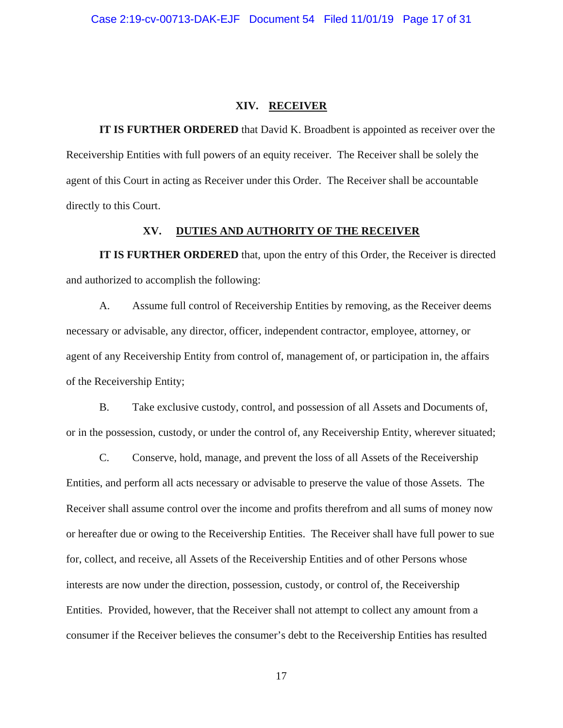## XIV. RECEIVER

**IT IS FURTHER ORDERED** that David K. Broadbent is appointed as receiver over the Receivership Entities with full powers of an equity receiver. The Receiver shall be solely the agent of this Court in acting as Receiver under this Order. The Receiver shall be accountable directly to this Court.

## XV. DUTIES AND AUTHORITY OF THE RECEIVER

**IT IS FURTHER ORDERED** that, upon the entry of this Order, the Receiver is directed and authorized to accomplish the following:

A. Assume full control of Receivership Entities by removing, as the Receiver deems necessary or advisable, any director, officer, independent contractor, employee, attorney, or agent of any Receivership Entity from control of, management of, or participation in, the affairs of the Receivership Entity;

B. Take exclusive custody, control, and possession of all Assets and Documents of, or in the possession, custody, or under the control of, any Receivership Entity, wherever situated;

C. Conserve, hold, manage, and prevent the loss of all Assets of the Receivership Entities, and perform all acts necessary or advisable to preserve the value of those Assets. The Receiver shall assume control over the income and profits therefrom and all sums of money now or hereafter due or owing to the Receivership Entities. The Receiver shall have full power to sue for, collect, and receive, all Assets of the Receivership Entities and of other Persons whose interests are now under the direction, possession, custody, or control of, the Receivership Entities. Provided, however, that the Receiver shall not attempt to collect any amount from a consumer if the Receiver believes the consumer's debt to the Receivership Entities has resulted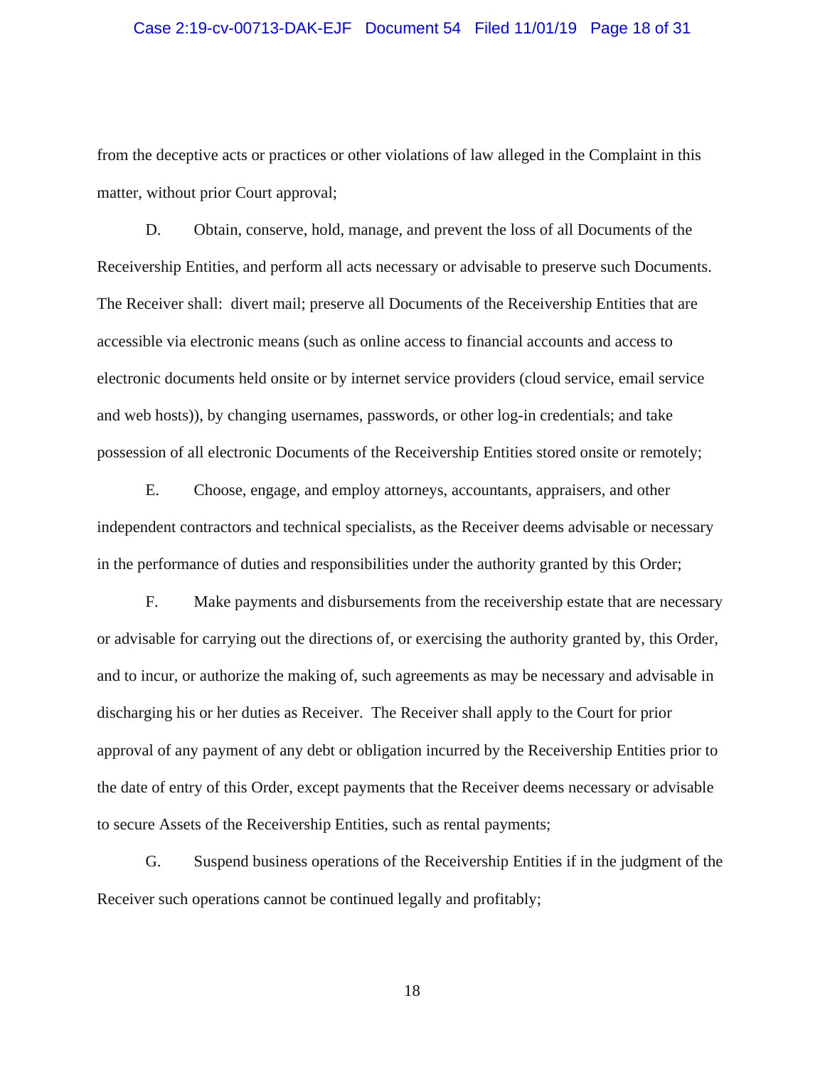from the deceptive acts or practices or other violations of law alleged in the Complaint in this matter, without prior Court approval;

D. Obtain, conserve, hold, manage, and prevent the loss of all Documents of the Receivership Entities, and perform all acts necessary or advisable to preserve such Documents. The Receiver shall: divert mail; preserve all Documents of the Receivership Entities that are accessible via electronic means (such as online access to financial accounts and access to electronic documents held onsite or by internet service providers (cloud service, email service and web hosts)), by changing usernames, passwords, or other log-in credentials; and take possession of all electronic Documents of the Receivership Entities stored onsite or remotely;

E. Choose, engage, and employ attorneys, accountants, appraisers, and other independent contractors and technical specialists, as the Receiver deems advisable or necessary in the performance of duties and responsibilities under the authority granted by this Order;

F. Make payments and disbursements from the receivership estate that are necessary or advisable for carrying out the directions of, or exercising the authority granted by, this Order, and to incur, or authorize the making of, such agreements as may be necessary and advisable in discharging his or her duties as Receiver. The Receiver shall apply to the Court for prior approval of any payment of any debt or obligation incurred by the Receivership Entities prior to the date of entry of this Order, except payments that the Receiver deems necessary or advisable to secure Assets of the Receivership Entities, such as rental payments;

G. Suspend business operations of the Receivership Entities if in the judgment of the Receiver such operations cannot be continued legally and profitably;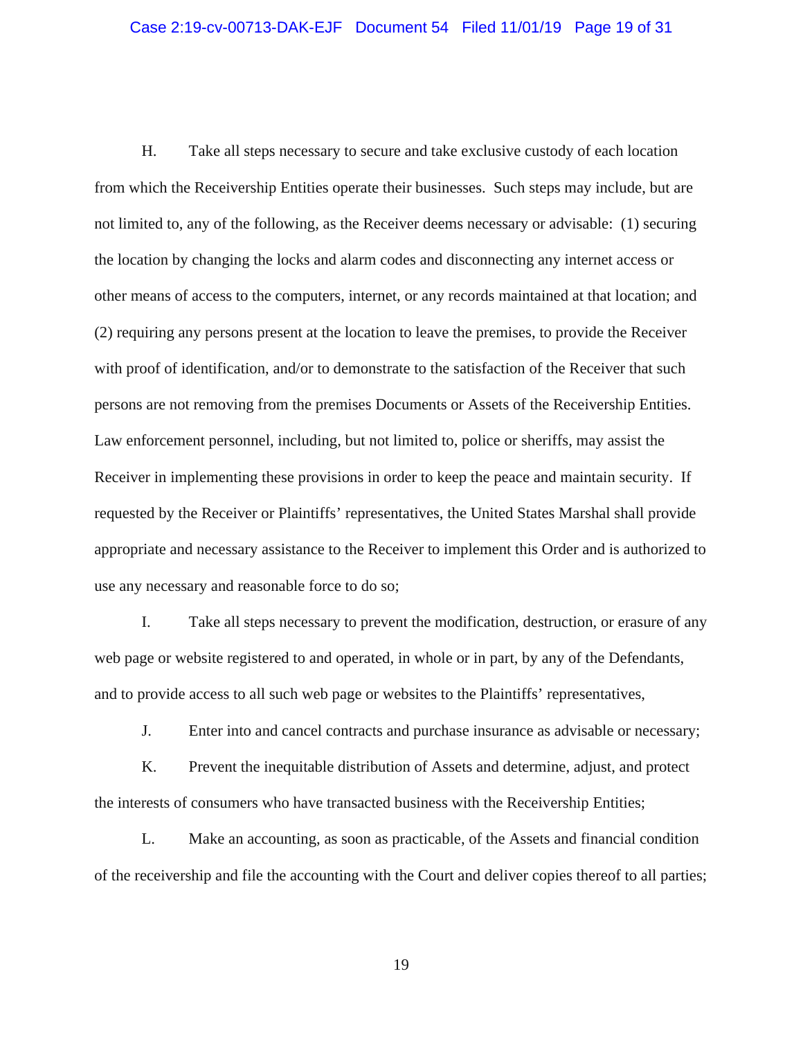H. Take all steps necessary to secure and take exclusive custody of each location from which the Receivership Entities operate their businesses. Such steps may include, but are not limited to, any of the following, as the Receiver deems necessary or advisable: (1) securing the location by changing the locks and alarm codes and disconnecting any internet access or other means of access to the computers, internet, or any records maintained at that location; and (2) requiring any persons present at the location to leave the premises, to provide the Receiver with proof of identification, and/or to demonstrate to the satisfaction of the Receiver that such persons are not removing from the premises Documents or Assets of the Receivership Entities. Law enforcement personnel, including, but not limited to, police or sheriffs, may assist the Receiver in implementing these provisions in order to keep the peace and maintain security. If requested by the Receiver or Plaintiffs' representatives, the United States Marshal shall provide appropriate and necessary assistance to the Receiver to implement this Order and is authorized to use any necessary and reasonable force to do so;

I. Take all steps necessary to prevent the modification, destruction, or erasure of any web page or website registered to and operated, in whole or in part, by any of the Defendants, and to provide access to all such web page or websites to the Plaintiffs' representatives,

J. Enter into and cancel contracts and purchase insurance as advisable or necessary;

K. Prevent the inequitable distribution of Assets and determine, adjust, and protect the interests of consumers who have transacted business with the Receivership Entities;

L. Make an accounting, as soon as practicable, of the Assets and financial condition of the receivership and file the accounting with the Court and deliver copies thereof to all parties;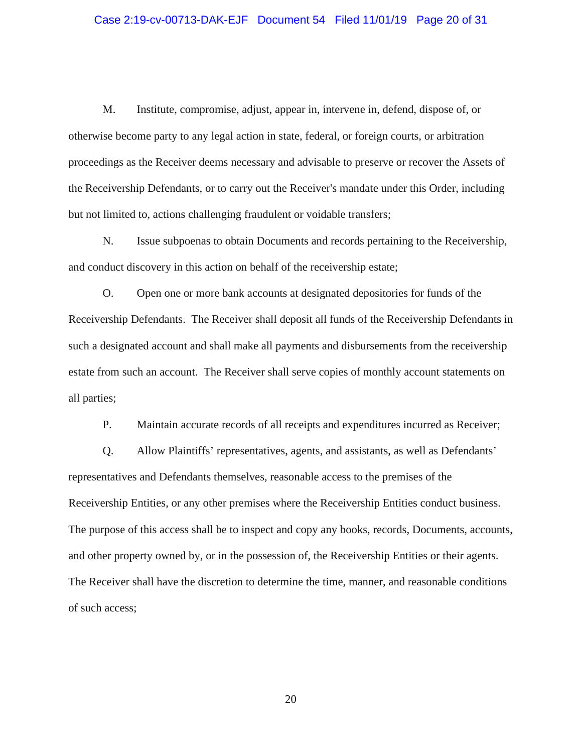M. Institute, compromise, adjust, appear in, intervene in, defend, dispose of, or otherwise become party to any legal action in state, federal, or foreign courts, or arbitration proceedings as the Receiver deems necessary and advisable to preserve or recover the Assets of the Receivership Defendants, or to carry out the Receiver's mandate under this Order, including but not limited to, actions challenging fraudulent or voidable transfers;

N. Issue subpoenas to obtain Documents and records pertaining to the Receivership, and conduct discovery in this action on behalf of the receivership estate;

O. Open one or more bank accounts at designated depositories for funds of the Receivership Defendants. The Receiver shall deposit all funds of the Receivership Defendants in such a designated account and shall make all payments and disbursements from the receivership estate from such an account. The Receiver shall serve copies of monthly account statements on all parties;

P. Maintain accurate records of all receipts and expenditures incurred as Receiver;

Q. Allow Plaintiffs' representatives, agents, and assistants, as well as Defendants' representatives and Defendants themselves, reasonable access to the premises of the Receivership Entities, or any other premises where the Receivership Entities conduct business. The purpose of this access shall be to inspect and copy any books, records, Documents, accounts, and other property owned by, or in the possession of, the Receivership Entities or their agents. The Receiver shall have the discretion to determine the time, manner, and reasonable conditions of such access;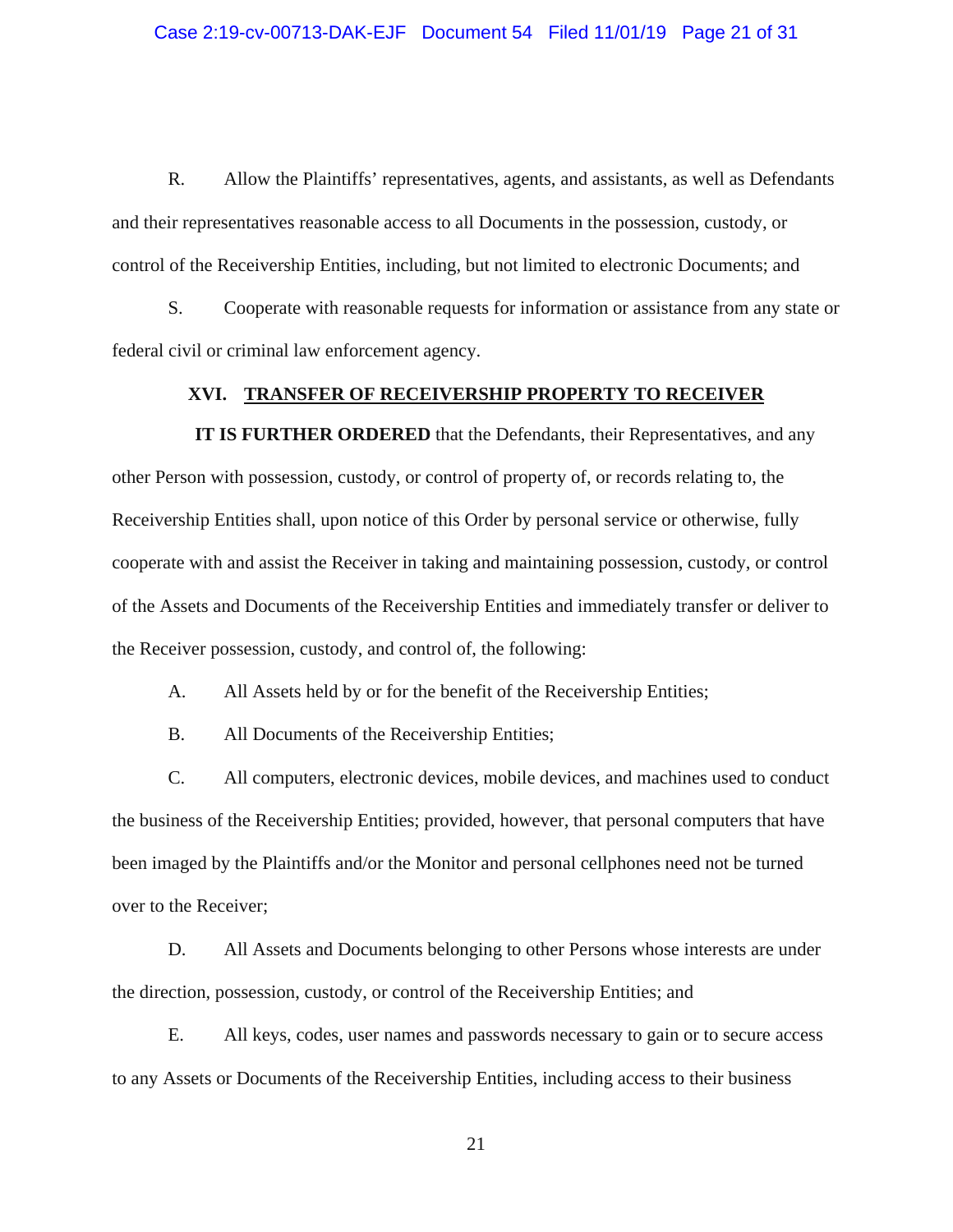R. Allow the Plaintiffs' representatives, agents, and assistants, as well as Defendants and their representatives reasonable access to all Documents in the possession, custody, or control of the Receivership Entities, including, but not limited to electronic Documents; and

S. Cooperate with reasonable requests for information or assistance from any state or federal civil or criminal law enforcement agency.

## XVI. TRANSFER OF RECEIVERSHIP PROPERTY TO RECEIVER

**IT IS FURTHER ORDERED** that the Defendants, their Representatives, and any other Person with possession, custody, or control of property of, or records relating to, the Receivership Entities shall, upon notice of this Order by personal service or otherwise, fully cooperate with and assist the Receiver in taking and maintaining possession, custody, or control of the Assets and Documents of the Receivership Entities and immediately transfer or deliver to the Receiver possession, custody, and control of, the following:

A. All Assets held by or for the benefit of the Receivership Entities;

B. All Documents of the Receivership Entities;

C. All computers, electronic devices, mobile devices, and machines used to conduct the business of the Receivership Entities; provided, however, that personal computers that have been imaged by the Plaintiffs and/or the Monitor and personal cellphones need not be turned over to the Receiver;

D. All Assets and Documents belonging to other Persons whose interests are under the direction, possession, custody, or control of the Receivership Entities; and

E. All keys, codes, user names and passwords necessary to gain or to secure access to any Assets or Documents of the Receivership Entities, including access to their business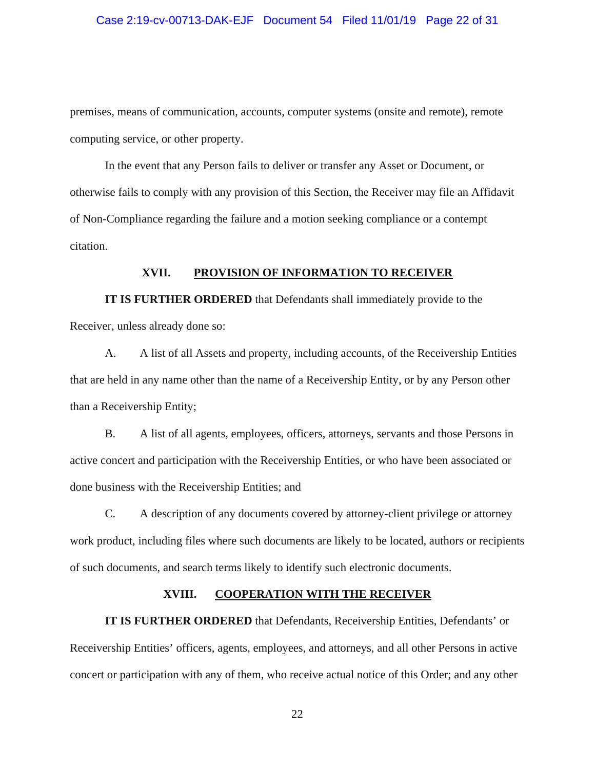premises, means of communication, accounts, computer systems (onsite and remote), remote computing service, or other property.

In the event that any Person fails to deliver or transfer any Asset or Document, or otherwise fails to comply with any provision of this Section, the Receiver may file an Affidavit of Non-Compliance regarding the failure and a motion seeking compliance or a contempt citation.

## XVII. PROVISION OF INFORMATION TO RECEIVER

**IT IS FURTHER ORDERED** that Defendants shall immediately provide to the Receiver, unless already done so:

A. A list of all Assets and property, including accounts, of the Receivership Entities that are held in any name other than the name of a Receivership Entity, or by any Person other than a Receivership Entity;

B. A list of all agents, employees, officers, attorneys, servants and those Persons in active concert and participation with the Receivership Entities, or who have been associated or done business with the Receivership Entities; and

C. A description of any documents covered by attorney-client privilege or attorney work product, including files where such documents are likely to be located, authors or recipients of such documents, and search terms likely to identify such electronic documents.

## XVIII. COOPERATION WITH THE RECEIVER

**IT IS FURTHER ORDERED** that Defendants, Receivership Entities, Defendants' or Receivership Entities' officers, agents, employees, and attorneys, and all other Persons in active concert or participation with any of them, who receive actual notice of this Order; and any other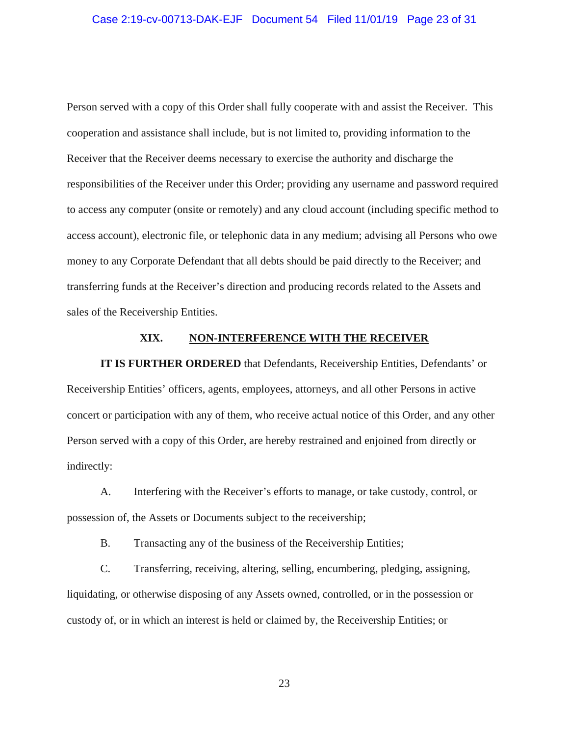Person served with a copy of this Order shall fully cooperate with and assist the Receiver. This cooperation and assistance shall include, but is not limited to, providing information to the Receiver that the Receiver deems necessary to exercise the authority and discharge the responsibilities of the Receiver under this Order; providing any username and password required to access any computer (onsite or remotely) and any cloud account (including specific method to access account), electronic file, or telephonic data in any medium; advising all Persons who owe money to any Corporate Defendant that all debts should be paid directly to the Receiver; and transferring funds at the Receiver's direction and producing records related to the Assets and sales of the Receivership Entities.

## XIX. NON-INTERFERENCE WITH THE RECEIVER

**IT IS FURTHER ORDERED** that Defendants, Receivership Entities, Defendants' or Receivership Entities' officers, agents, employees, attorneys, and all other Persons in active concert or participation with any of them, who receive actual notice of this Order, and any other Person served with a copy of this Order, are hereby restrained and enjoined from directly or indirectly:

A. Interfering with the Receiver's efforts to manage, or take custody, control, or possession of, the Assets or Documents subject to the receivership;

B. Transacting any of the business of the Receivership Entities;

C. Transferring, receiving, altering, selling, encumbering, pledging, assigning, liquidating, or otherwise disposing of any Assets owned, controlled, or in the possession or custody of, or in which an interest is held or claimed by, the Receivership Entities; or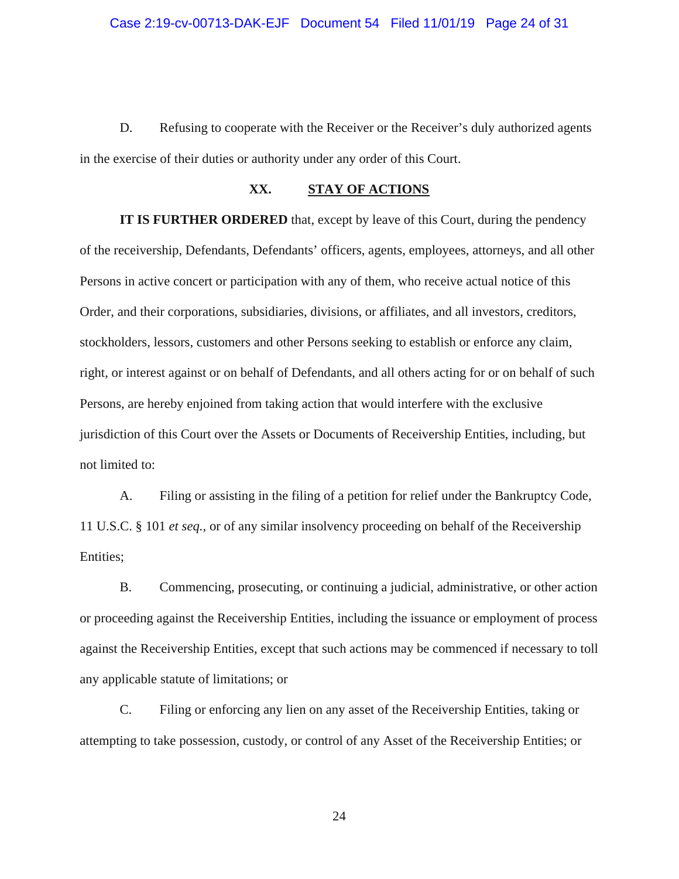D. Refusing to cooperate with the Receiver or the Receiver's duly authorized agents in the exercise of their duties or authority under any order of this Court.

## XX. STAY OF ACTIONS

**IT IS FURTHER ORDERED** that, except by leave of this Court, during the pendency of the receivership, Defendants, Defendants' officers, agents, employees, attorneys, and all other Persons in active concert or participation with any of them, who receive actual notice of this Order, and their corporations, subsidiaries, divisions, or affiliates, and all investors, creditors, stockholders, lessors, customers and other Persons seeking to establish or enforce any claim, right, or interest against or on behalf of Defendants, and all others acting for or on behalf of such Persons, are hereby enjoined from taking action that would interfere with the exclusive jurisdiction of this Court over the Assets or Documents of Receivership Entities, including, but not limited to:

A. Filing or assisting in the filing of a petition for relief under the Bankruptcy Code, 11 U.S.C. § 101 *et seq.*, or of any similar insolvency proceeding on behalf of the Receivership Entities;

B. Commencing, prosecuting, or continuing a judicial, administrative, or other action or proceeding against the Receivership Entities, including the issuance or employment of process against the Receivership Entities, except that such actions may be commenced if necessary to toll any applicable statute of limitations; or

C. Filing or enforcing any lien on any asset of the Receivership Entities, taking or attempting to take possession, custody, or control of any Asset of the Receivership Entities; or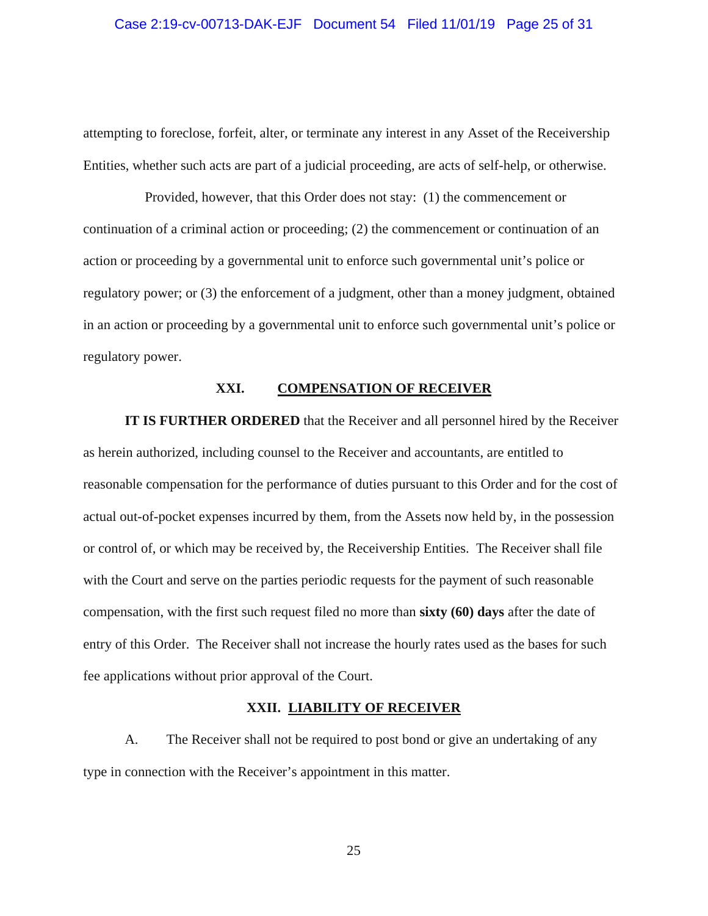attempting to foreclose, forfeit, alter, or terminate any interest in any Asset of the Receivership Entities, whether such acts are part of a judicial proceeding, are acts of self-help, or otherwise.

Provided, however, that this Order does not stay: (1) the commencement or continuation of a criminal action or proceeding; (2) the commencement or continuation of an action or proceeding by a governmental unit to enforce such governmental unit's police or regulatory power; or (3) the enforcement of a judgment, other than a money judgment, obtained in an action or proceeding by a governmental unit to enforce such governmental unit's police or regulatory power.

## XXI. COMPENSATION OF RECEIVER

**IT IS FURTHER ORDERED** that the Receiver and all personnel hired by the Receiver as herein authorized, including counsel to the Receiver and accountants, are entitled to reasonable compensation for the performance of duties pursuant to this Order and for the cost of actual out-of-pocket expenses incurred by them, from the Assets now held by, in the possession or control of, or which may be received by, the Receivership Entities. The Receiver shall file with the Court and serve on the parties periodic requests for the payment of such reasonable compensation, with the first such request filed no more than **sixty (60) days** after the date of entry of this Order. The Receiver shall not increase the hourly rates used as the bases for such fee applications without prior approval of the Court.

## XXII. LIABILITY OF RECEIVER

A. The Receiver shall not be required to post bond or give an undertaking of any type in connection with the Receiver's appointment in this matter.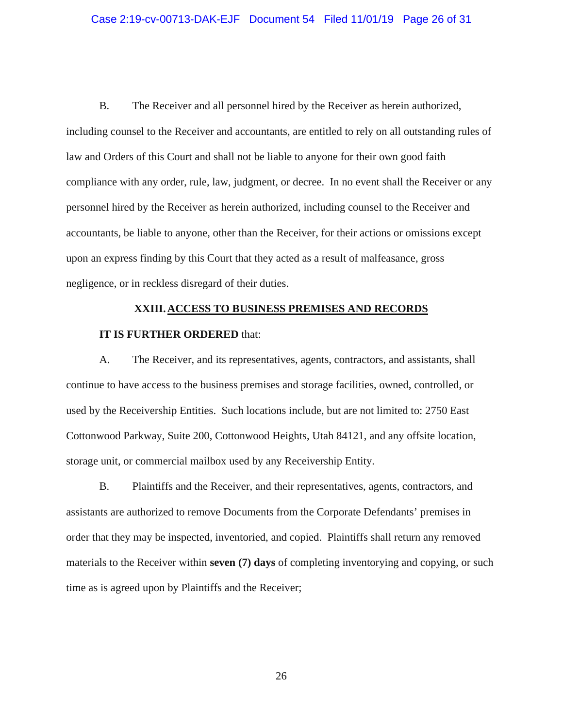B. The Receiver and all personnel hired by the Receiver as herein authorized, including counsel to the Receiver and accountants, are entitled to rely on all outstanding rules of law and Orders of this Court and shall not be liable to anyone for their own good faith compliance with any order, rule, law, judgment, or decree. In no event shall the Receiver or any personnel hired by the Receiver as herein authorized, including counsel to the Receiver and accountants, be liable to anyone, other than the Receiver, for their actions or omissions except upon an express finding by this Court that they acted as a result of malfeasance, gross negligence, or in reckless disregard of their duties.

## XXIII. ACCESS TO BUSINESS PREMISES AND RECORDS

**IT IS FURTHER ORDERED** that:

A. The Receiver, and its representatives, agents, contractors, and assistants, shall continue to have access to the business premises and storage facilities, owned, controlled, or used by the Receivership Entities. Such locations include, but are not limited to: 2750 East Cottonwood Parkway, Suite 200, Cottonwood Heights, Utah 84121, and any offsite location, storage unit, or commercial mailbox used by any Receivership Entity.

B. Plaintiffs and the Receiver, and their representatives, agents, contractors, and assistants are authorized to remove Documents from the Corporate Defendants' premises in order that they may be inspected, inventoried, and copied. Plaintiffs shall return any removed materials to the Receiver within **seven (7) days** of completing inventorying and copying, or such time as is agreed upon by Plaintiffs and the Receiver;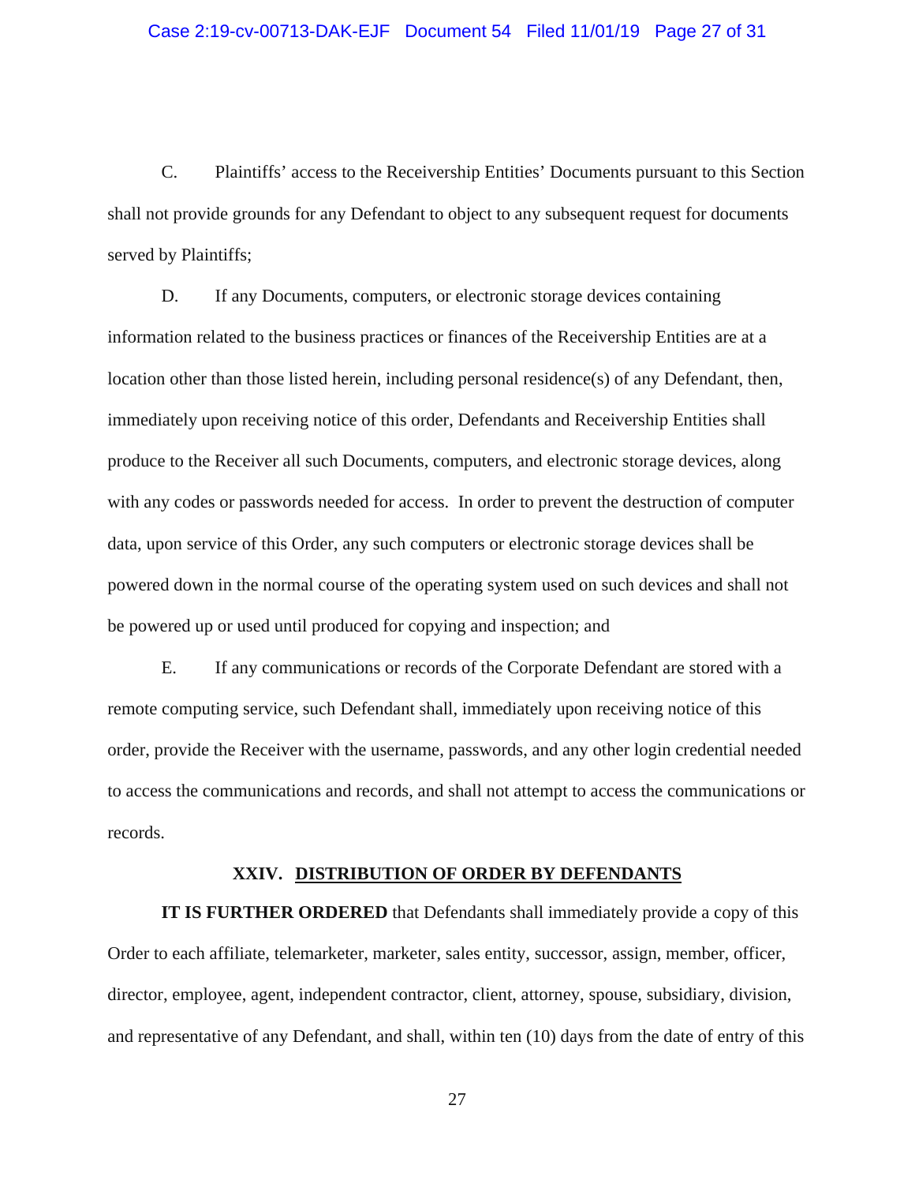C. Plaintiffs' access to the Receivership Entities' Documents pursuant to this Section shall not provide grounds for any Defendant to object to any subsequent request for documents served by Plaintiffs;

D. If any Documents, computers, or electronic storage devices containing information related to the business practices or finances of the Receivership Entities are at a location other than those listed herein, including personal residence(s) of any Defendant, then, immediately upon receiving notice of this order, Defendants and Receivership Entities shall produce to the Receiver all such Documents, computers, and electronic storage devices, along with any codes or passwords needed for access. In order to prevent the destruction of computer data, upon service of this Order, any such computers or electronic storage devices shall be powered down in the normal course of the operating system used on such devices and shall not be powered up or used until produced for copying and inspection; and

E. If any communications or records of the Corporate Defendant are stored with a remote computing service, such Defendant shall, immediately upon receiving notice of this order, provide the Receiver with the username, passwords, and any other login credential needed to access the communications and records, and shall not attempt to access the communications or records.

## XXIV. DISTRIBUTION OF ORDER BY DEFENDANTS

**IT IS FURTHER ORDERED** that Defendants shall immediately provide a copy of this Order to each affiliate, telemarketer, marketer, sales entity, successor, assign, member, officer, director, employee, agent, independent contractor, client, attorney, spouse, subsidiary, division, and representative of any Defendant, and shall, within ten (10) days from the date of entry of this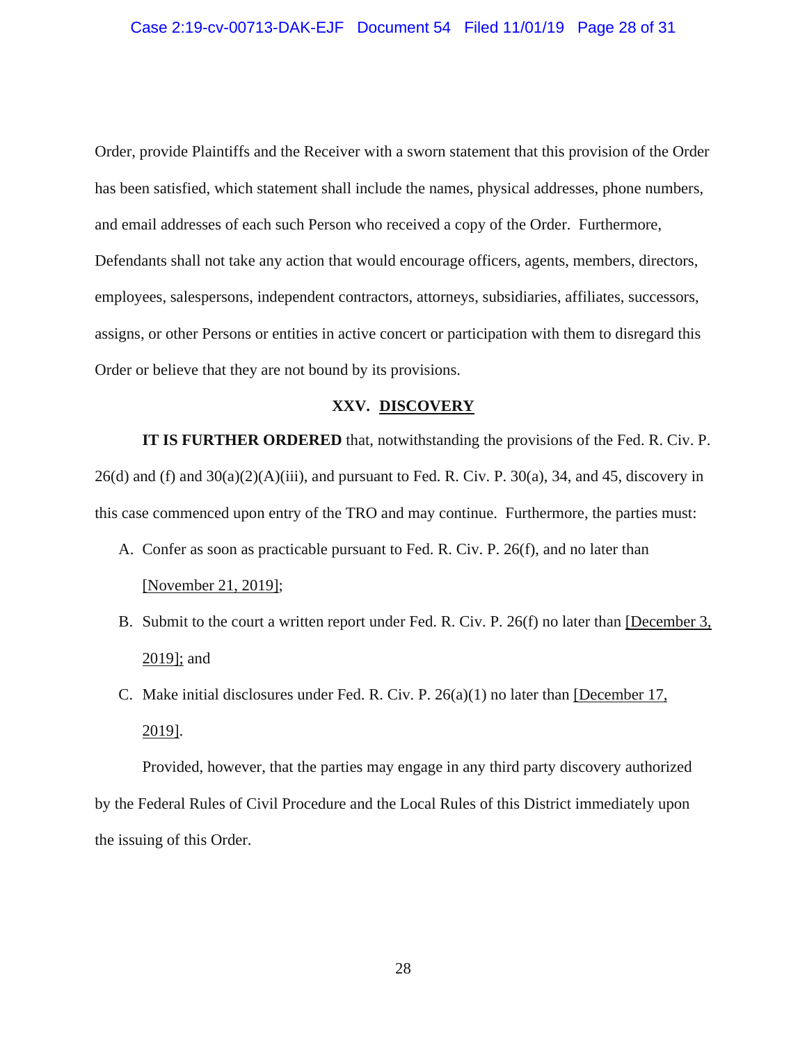Order, provide Plaintiffs and the Receiver with a sworn statement that this provision of the Order has been satisfied, which statement shall include the names, physical addresses, phone numbers, and email addresses of each such Person who received a copy of the Order. Furthermore, Defendants shall not take any action that would encourage officers, agents, members, directors, employees, salespersons, independent contractors, attorneys, subsidiaries, affiliates, successors, assigns, or other Persons or entities in active concert or participation with them to disregard this Order or believe that they are not bound by its provisions.

## XXV. DISCOVERY

**IT IS FURTHER ORDERED** that, notwithstanding the provisions of the Fed. R. Civ. P. 26(d) and (f) and 30(a)(2)(A)(iii), and pursuant to Fed. R. Civ. P. 30(a), 34, and 45, discovery in this case commenced upon entry of the TRO and may continue. Furthermore, the parties must:

A. Confer as soon as practicable pursuant to Fed. R. Civ. P. 26(f), and no later than [November 21, 2019];

B. Submit to the court a written report under Fed. R. Civ. P. 26(f) no later than [December 3, 2019]; and

C. Make initial disclosures under Fed. R. Civ. P. 26(a)(1) no later than [December 17, 2019].

Provided, however, that the parties may engage in any third party discovery authorized by the Federal Rules of Civil Procedure and the Local Rules of this District immediately upon the issuing of this Order.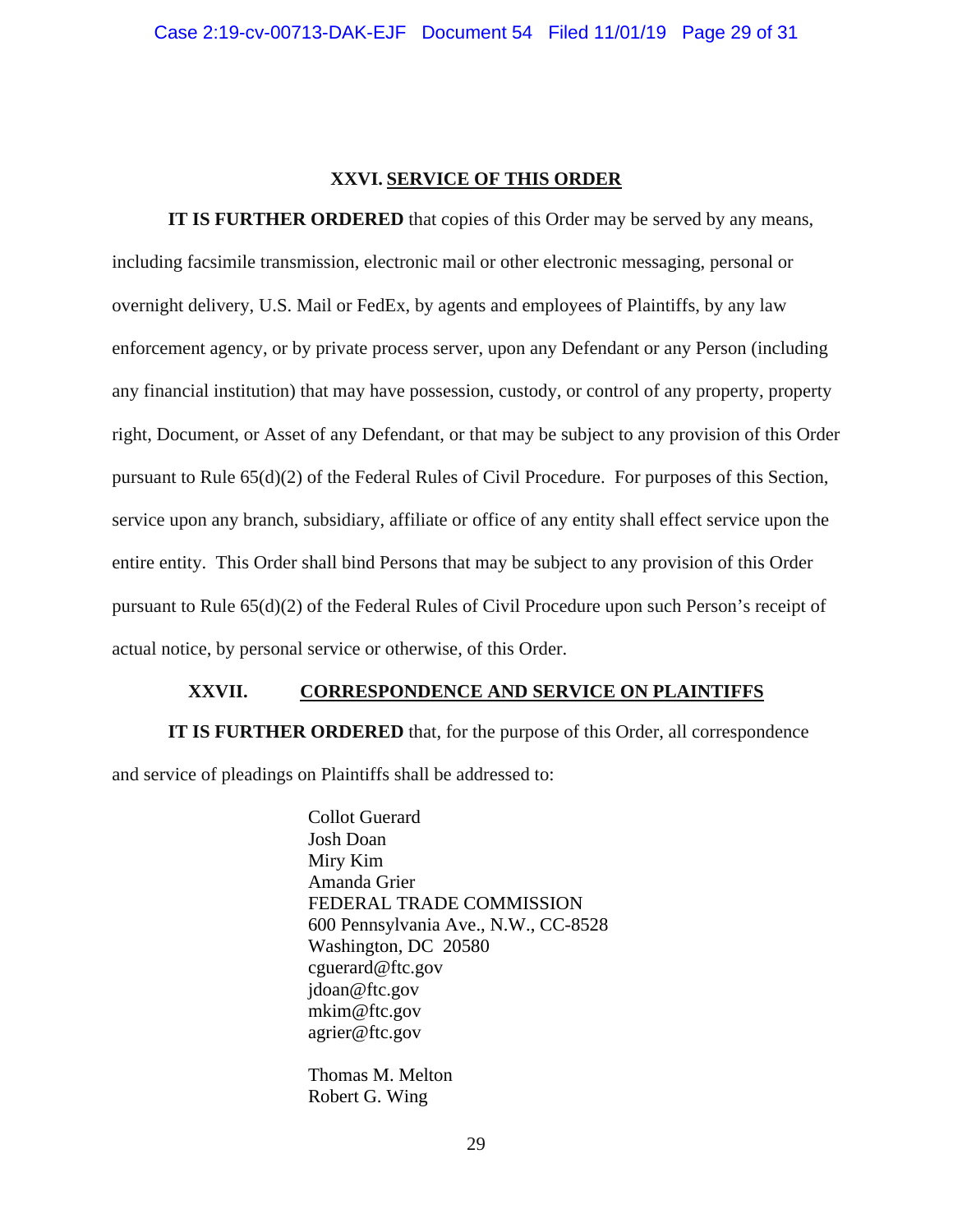## XXVI. SERVICE OF THIS ORDER

**IT IS FURTHER ORDERED** that copies of this Order may be served by any means, including facsimile transmission, electronic mail or other electronic messaging, personal or overnight delivery, U.S. Mail or FedEx, by agents and employees of Plaintiffs, by any law enforcement agency, or by private process server, upon any Defendant or any Person (including any financial institution) that may have possession, custody, or control of any property, property right, Document, or Asset of any Defendant, or that may be subject to any provision of this Order pursuant to Rule 65(d)(2) of the Federal Rules of Civil Procedure. For purposes of this Section, service upon any branch, subsidiary, affiliate or office of any entity shall effect service upon the entire entity. This Order shall bind Persons that may be subject to any provision of this Order pursuant to Rule 65(d)(2) of the Federal Rules of Civil Procedure upon such Person's receipt of actual notice, by personal service or otherwise, of this Order.

## XXVII. CORRESPONDENCE AND SERVICE ON PLAINTIFFS

**IT IS FURTHER ORDERED** that, for the purpose of this Order, all correspondence and service of pleadings on Plaintiffs shall be addressed to:

Collot Guerard
Josh Doan
Miry Kim
Amanda Grier
FEDERAL TRADE COMMISSION
600 Pennsylvania Ave., N.W., CC-8528
Washington, DC 20580
cguerard@ftc.gov
jdoan@ftc.gov
mkim@ftc.gov
agrier@ftc.gov

Thomas M. Melton
Robert G. Wing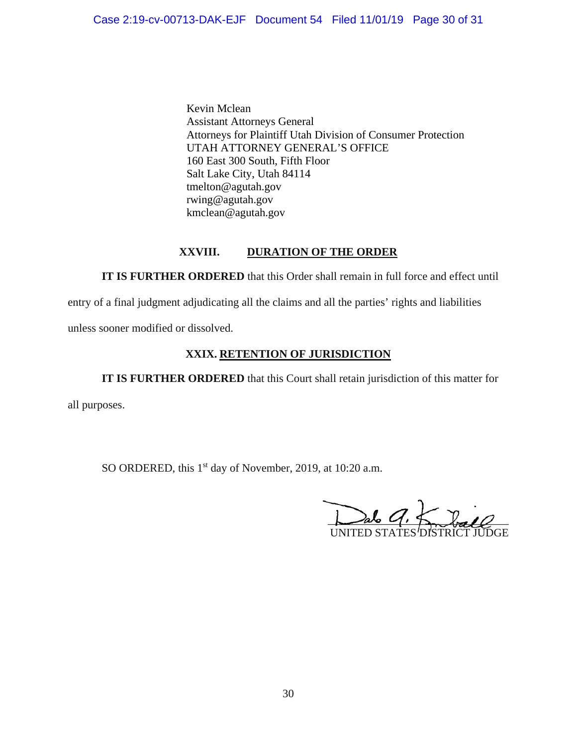Kevin Mclean
Assistant Attorneys General
Attorneys for Plaintiff Utah Division of Consumer Protection
UTAH ATTORNEY GENERAL'S OFFICE
160 East 300 South, Fifth Floor
Salt Lake City, Utah 84114
tmelton@agutah.gov
rwing@agutah.gov
kmclean@agutah.gov

## XXVIII. DURATION OF THE ORDER

**IT IS FURTHER ORDERED** that this Order shall remain in full force and effect until entry of a final judgment adjudicating all the claims and all the parties' rights and liabilities unless sooner modified or dissolved.

## XXIX. RETENTION OF JURISDICTION

**IT IS FURTHER ORDERED** that this Court shall retain jurisdiction of this matter for all purposes.

SO ORDERED, this 1st day of November, 2019, at 10:20 a.m.

Dale A. Kimball
UNITED STATES DISTRICT JUDGE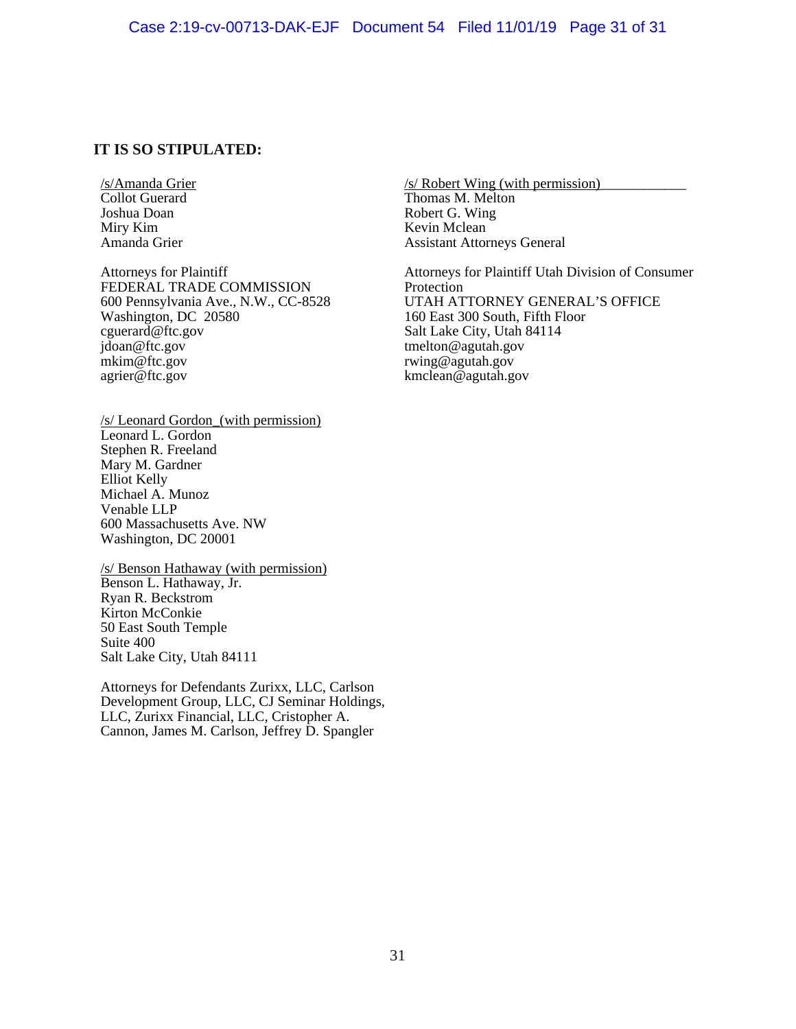**IT IS SO STIPULATED:**

/s/Amanda Grier
Collot Guerard
Joshua Doan
Miry Kim
Amanda Grier

Attorneys for Plaintiff
FEDERAL TRADE COMMISSION
600 Pennsylvania Ave., N.W., CC-8528
Washington, DC 20580
cguerard@ftc.gov
jdoan@ftc.gov
mkim@ftc.gov
agrier@ftc.gov

/s/ Robert Wing (with permission)
Thomas M. Melton
Robert G. Wing
Kevin Mclean
Assistant Attorneys General

Attorneys for Plaintiff Utah Division of Consumer Protection
UTAH ATTORNEY GENERAL'S OFFICE
160 East 300 South, Fifth Floor
Salt Lake City, Utah 84114
tmelton@agutah.gov
rwing@agutah.gov
kmclean@agutah.gov

/s/ Leonard Gordon_(with permission)
Leonard L. Gordon
Stephen R. Freeland
Mary M. Gardner
Elliot Kelly
Michael A. Munoz
Venable LLP
600 Massachusetts Ave. NW
Washington, DC 20001

/s/ Benson Hathaway (with permission)
Benson L. Hathaway, Jr.
Ryan R. Beckstrom
Kirton McConkie
50 East South Temple
Suite 400
Salt Lake City, Utah 84111

Attorneys for Defendants Zurixx, LLC, Carlson Development Group, LLC, CJ Seminar Holdings, LLC, Zurixx Financial, LLC, Cristopher A. Cannon, James M. Carlson, Jeffrey D. Spangler